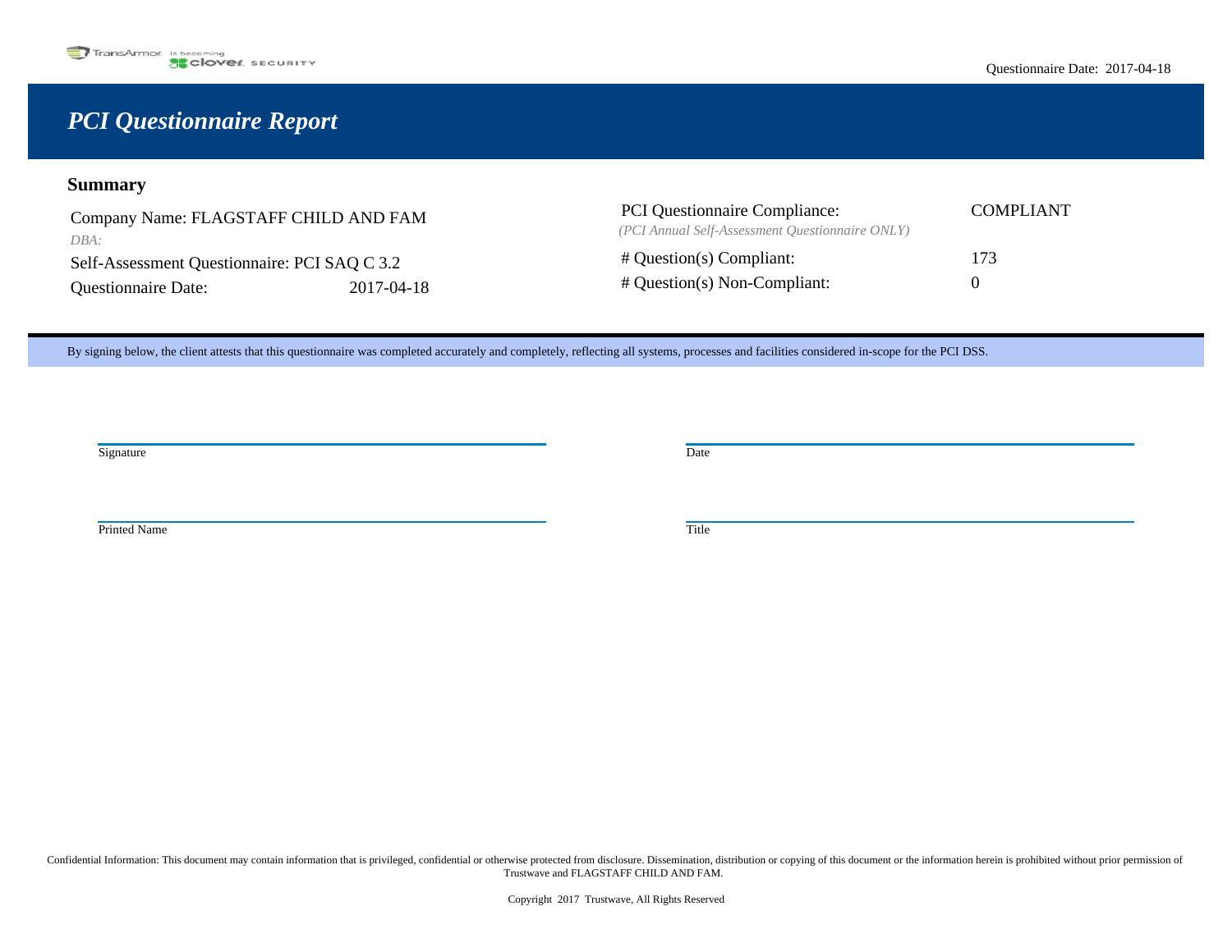TransArmor is becoming clover SECURITY

Questionnaire Date: 2017-04-18

# PCI Questionnaire Report

## Summary

Company Name: FLAGSTAFF CHILD AND FAM

*DBA:*

Self-Assessment Questionnaire: PCI SAQ C 3.2

Questionnaire Date: 2017-04-18

| | |
|---|---|
| PCI Questionnaire Compliance: *(PCI Annual Self-Assessment Questionnaire ONLY)* | COMPLIANT |
| # Question(s) Compliant: | 173 |
| # Question(s) Non-Compliant: | 0 |

By signing below, the client attests that this questionnaire was completed accurately and completely, reflecting all systems, processes and facilities considered in-scope for the PCI DSS.

Signature ______________________ Date ______________________

Printed Name ______________________ Title ______________________

Confidential Information: This document may contain information that is privileged, confidential or otherwise protected from disclosure. Dissemination, distribution or copying of this document or the information herein is prohibited without prior permission of Trustwave and FLAGSTAFF CHILD AND FAM.

Copyright 2017 Trustwave, All Rights Reserved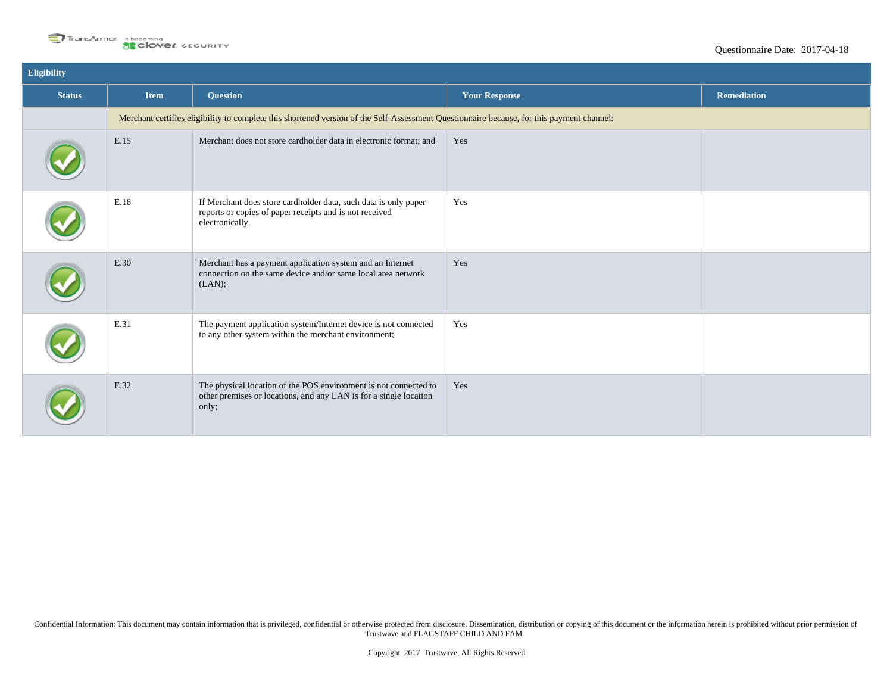Questionnaire Date: 2017-04-18

## Eligibility

| Status | Item | Question | Your Response | Remediation |
|---|---|---|---|---|
| | Merchant certifies eligibility to complete this shortened version of the Self-Assessment Questionnaire because, for this payment channel: | | | |
| ✓ | E.15 | Merchant does not store cardholder data in electronic format; and | Yes | |
| ✓ | E.16 | If Merchant does store cardholder data, such data is only paper reports or copies of paper receipts and is not received electronically. | Yes | |
| ✓ | E.30 | Merchant has a payment application system and an Internet connection on the same device and/or same local area network (LAN); | Yes | |
| ✓ | E.31 | The payment application system/Internet device is not connected to any other system within the merchant environment; | Yes | |
| ✓ | E.32 | The physical location of the POS environment is not connected to other premises or locations, and any LAN is for a single location only; | Yes | |

Confidential Information: This document may contain information that is privileged, confidential or otherwise protected from disclosure. Dissemination, distribution or copying of this document or the information herein is prohibited without prior permission of Trustwave and FLAGSTAFF CHILD AND FAM.

Copyright 2017 Trustwave, All Rights Reserved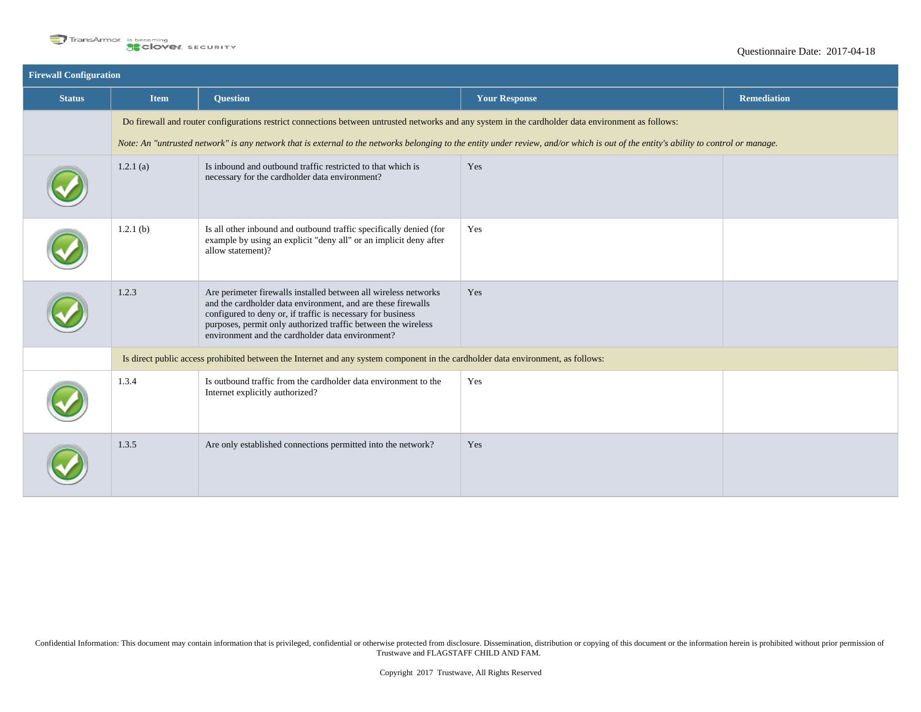Questionnaire Date: 2017-04-18

| Firewall Configuration | | | | |
|---|---|---|---|---|
| **Status** | **Item** | **Question** | **Your Response** | **Remediation** |
| | Do firewall and router configurations restrict connections between untrusted networks and any system in the cardholder data environment as follows: *Note: An "untrusted network" is any network that is external to the networks belonging to the entity under review, and/or which is out of the entity's ability to control or manage.* | | | |
| ✓ | 1.2.1 (a) | Is inbound and outbound traffic restricted to that which is necessary for the cardholder data environment? | Yes | |
| ✓ | 1.2.1 (b) | Is all other inbound and outbound traffic specifically denied (for example by using an explicit "deny all" or an implicit deny after allow statement)? | Yes | |
| ✓ | 1.2.3 | Are perimeter firewalls installed between all wireless networks and the cardholder data environment, and are these firewalls configured to deny or, if traffic is necessary for business purposes, permit only authorized traffic between the wireless environment and the cardholder data environment? | Yes | |
| | Is direct public access prohibited between the Internet and any system component in the cardholder data environment, as follows: | | | |
| ✓ | 1.3.4 | Is outbound traffic from the cardholder data environment to the Internet explicitly authorized? | Yes | |
| ✓ | 1.3.5 | Are only established connections permitted into the network? | Yes | |

Confidential Information: This document may contain information that is privileged, confidential or otherwise protected from disclosure. Dissemination, distribution or copying of this document or the information herein is prohibited without prior permission of Trustwave and FLAGSTAFF CHILD AND FAM.

Copyright 2017 Trustwave, All Rights Reserved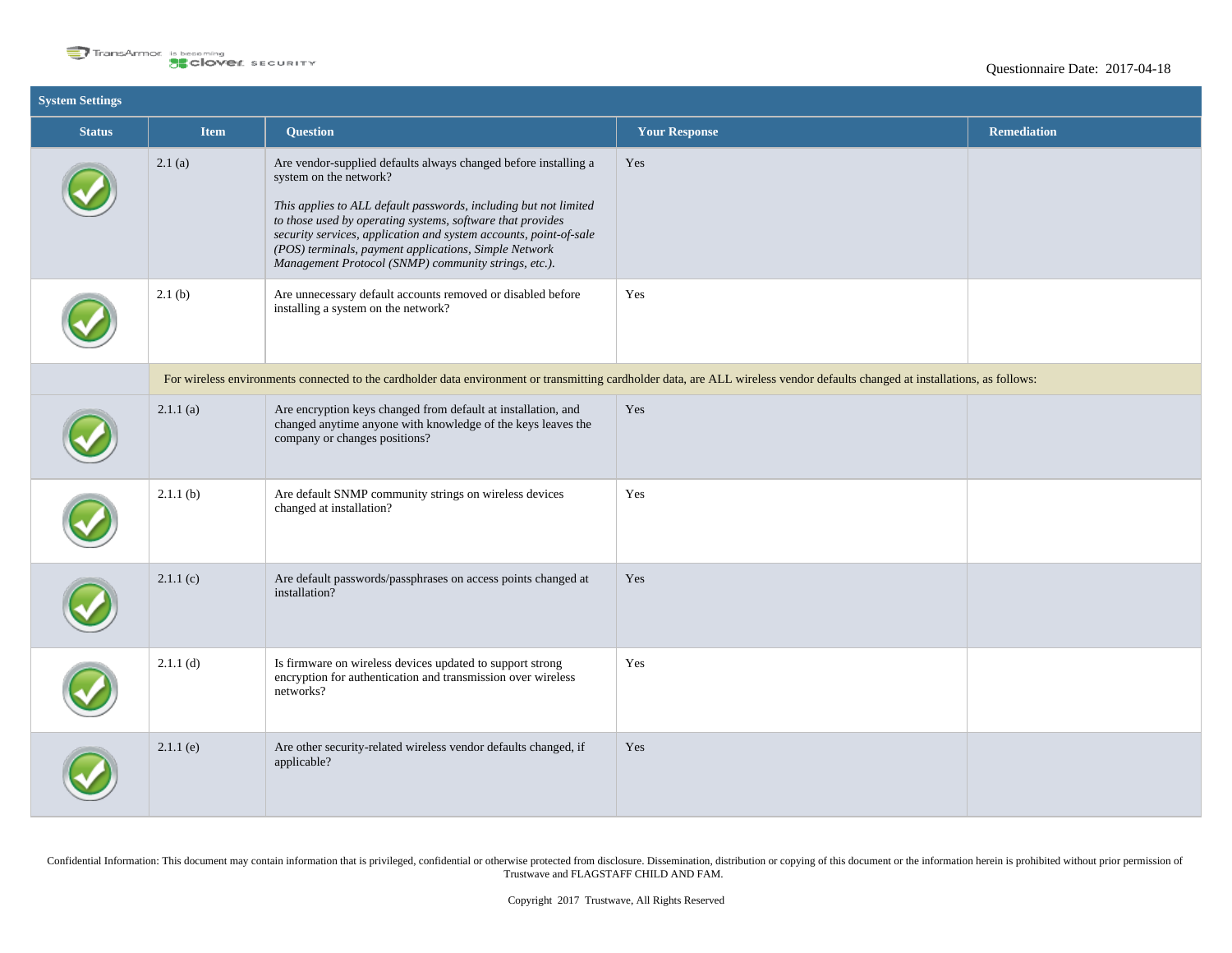Questionnaire Date: 2017-04-18

| System Settings | | | | |
|---|---|---|---|---|
| **Status** | **Item** | **Question** | **Your Response** | **Remediation** |
| ✓ | 2.1 (a) | Are vendor-supplied defaults always changed before installing a system on the network?<br><br>*This applies to ALL default passwords, including but not limited to those used by operating systems, software that provides security services, application and system accounts, point-of-sale (POS) terminals, payment applications, Simple Network Management Protocol (SNMP) community strings, etc.).* | Yes | |
| ✓ | 2.1 (b) | Are unnecessary default accounts removed or disabled before installing a system on the network? | Yes | |
| | For wireless environments connected to the cardholder data environment or transmitting cardholder data, are ALL wireless vendor defaults changed at installations, as follows: | | | |
| ✓ | 2.1.1 (a) | Are encryption keys changed from default at installation, and changed anytime anyone with knowledge of the keys leaves the company or changes positions? | Yes | |
| ✓ | 2.1.1 (b) | Are default SNMP community strings on wireless devices changed at installation? | Yes | |
| ✓ | 2.1.1 (c) | Are default passwords/passphrases on access points changed at installation? | Yes | |
| ✓ | 2.1.1 (d) | Is firmware on wireless devices updated to support strong encryption for authentication and transmission over wireless networks? | Yes | |
| ✓ | 2.1.1 (e) | Are other security-related wireless vendor defaults changed, if applicable? | Yes | |

Confidential Information: This document may contain information that is privileged, confidential or otherwise protected from disclosure. Dissemination, distribution or copying of this document or the information herein is prohibited without prior permission of Trustwave and FLAGSTAFF CHILD AND FAM.

Copyright 2017 Trustwave, All Rights Reserved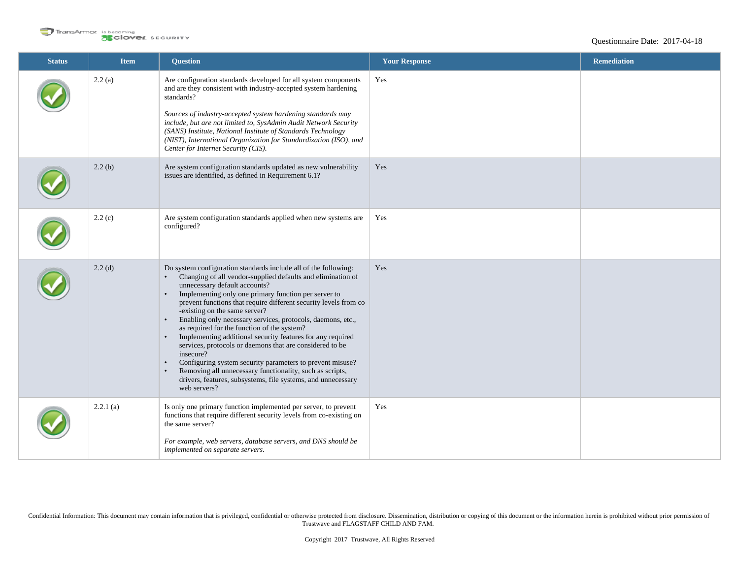Questionnaire Date: 2017-04-18

| Status | Item | Question | Your Response | Remediation |
|---|---|---|---|---|
| ✓ | 2.2 (a) | Are configuration standards developed for all system components and are they consistent with industry-accepted system hardening standards?<br><br>*Sources of industry-accepted system hardening standards may include, but are not limited to, SysAdmin Audit Network Security (SANS) Institute, National Institute of Standards Technology (NIST), International Organization for Standardization (ISO), and Center for Internet Security (CIS).* | Yes | |
| ✓ | 2.2 (b) | Are system configuration standards updated as new vulnerability issues are identified, as defined in Requirement 6.1? | Yes | |
| ✓ | 2.2 (c) | Are system configuration standards applied when new systems are configured? | Yes | |
| ✓ | 2.2 (d) | Do system configuration standards include all of the following:<br>• Changing of all vendor-supplied defaults and elimination of unnecessary default accounts?<br>• Implementing only one primary function per server to prevent functions that require different security levels from co -existing on the same server?<br>• Enabling only necessary services, protocols, daemons, etc., as required for the function of the system?<br>• Implementing additional security features for any required services, protocols or daemons that are considered to be insecure?<br>• Configuring system security parameters to prevent misuse?<br>• Removing all unnecessary functionality, such as scripts, drivers, features, subsystems, file systems, and unnecessary web servers? | Yes | |
| ✓ | 2.2.1 (a) | Is only one primary function implemented per server, to prevent functions that require different security levels from co-existing on the same server?<br><br>*For example, web servers, database servers, and DNS should be implemented on separate servers.* | Yes | |

Confidential Information: This document may contain information that is privileged, confidential or otherwise protected from disclosure. Dissemination, distribution or copying of this document or the information herein is prohibited without prior permission of Trustwave and FLAGSTAFF CHILD AND FAM.

Copyright 2017 Trustwave, All Rights Reserved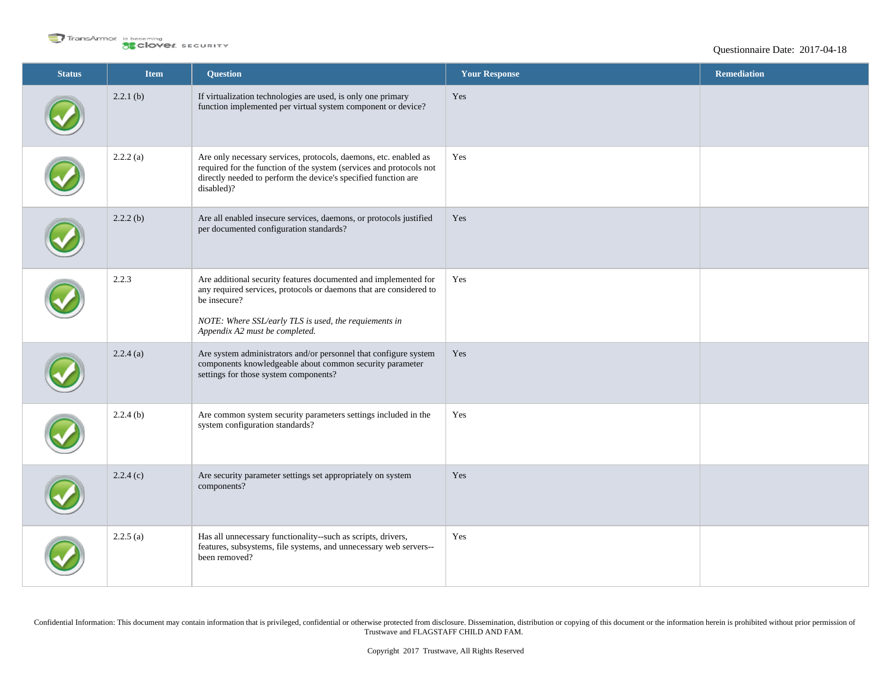| Status | Item | Question | Your Response | Remediation |
|---|---|---|---|---|
| ✓ | 2.2.1 (b) | If virtualization technologies are used, is only one primary function implemented per virtual system component or device? | Yes | |
| ✓ | 2.2.2 (a) | Are only necessary services, protocols, daemons, etc. enabled as required for the function of the system (services and protocols not directly needed to perform the device's specified function are disabled)? | Yes | |
| ✓ | 2.2.2 (b) | Are all enabled insecure services, daemons, or protocols justified per documented configuration standards? | Yes | |
| ✓ | 2.2.3 | Are additional security features documented and implemented for any required services, protocols or daemons that are considered to be insecure?<br><br>*NOTE: Where SSL/early TLS is used, the requiements in Appendix A2 must be completed.* | Yes | |
| ✓ | 2.2.4 (a) | Are system administrators and/or personnel that configure system components knowledgeable about common security parameter settings for those system components? | Yes | |
| ✓ | 2.2.4 (b) | Are common system security parameters settings included in the system configuration standards? | Yes | |
| ✓ | 2.2.4 (c) | Are security parameter settings set appropriately on system components? | Yes | |
| ✓ | 2.2.5 (a) | Has all unnecessary functionality--such as scripts, drivers, features, subsystems, file systems, and unnecessary web servers--been removed? | Yes | |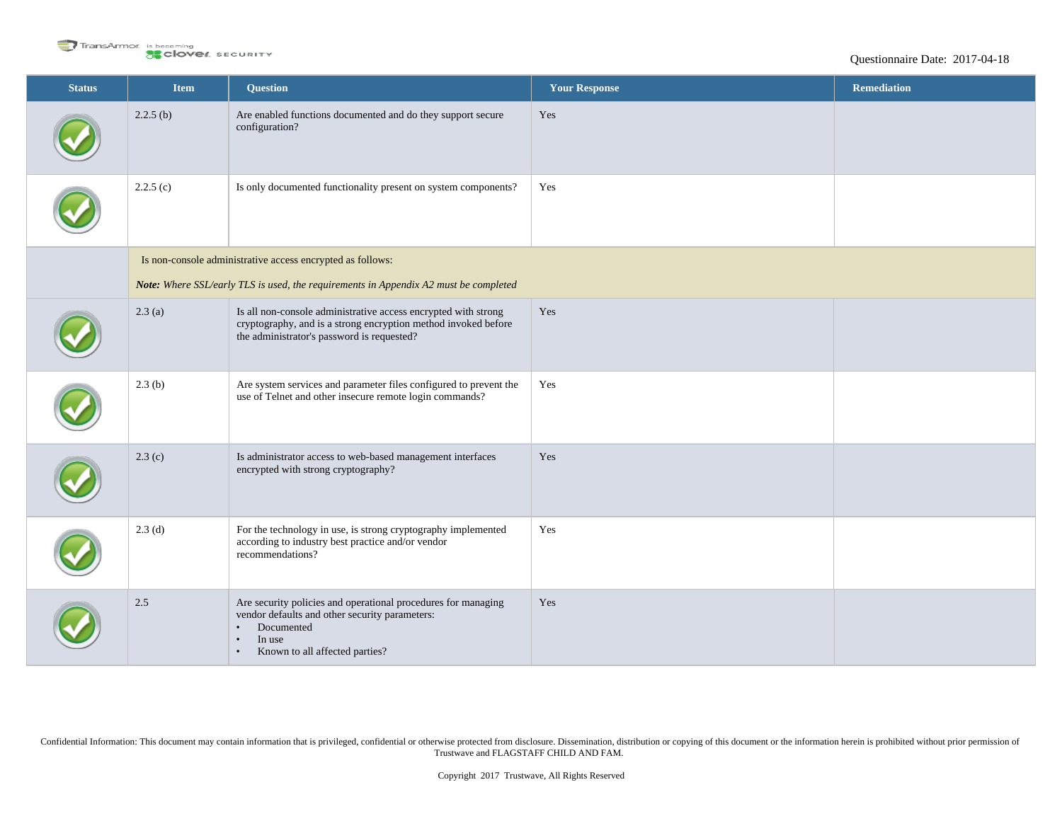| Status | Item | Question | Your Response | Remediation |
|---|---|---|---|---|
| ✓ | 2.2.5 (b) | Are enabled functions documented and do they support secure configuration? | Yes | |
| ✓ | 2.2.5 (c) | Is only documented functionality present on system components? | Yes | |
| | Is non-console administrative access encrypted as follows: *__Note:__ Where SSL/early TLS is used, the requirements in Appendix A2 must be completed* | | | |
| ✓ | 2.3 (a) | Is all non-console administrative access encrypted with strong cryptography, and is a strong encryption method invoked before the administrator's password is requested? | Yes | |
| ✓ | 2.3 (b) | Are system services and parameter files configured to prevent the use of Telnet and other insecure remote login commands? | Yes | |
| ✓ | 2.3 (c) | Is administrator access to web-based management interfaces encrypted with strong cryptography? | Yes | |
| ✓ | 2.3 (d) | For the technology in use, is strong cryptography implemented according to industry best practice and/or vendor recommendations? | Yes | |
| ✓ | 2.5 | Are security policies and operational procedures for managing vendor defaults and other security parameters: • Documented • In use • Known to all affected parties? | Yes | |

Confidential Information: This document may contain information that is privileged, confidential or otherwise protected from disclosure. Dissemination, distribution or copying of this document or the information herein is prohibited without prior permission of Trustwave and FLAGSTAFF CHILD AND FAM.

Copyright 2017 Trustwave, All Rights Reserved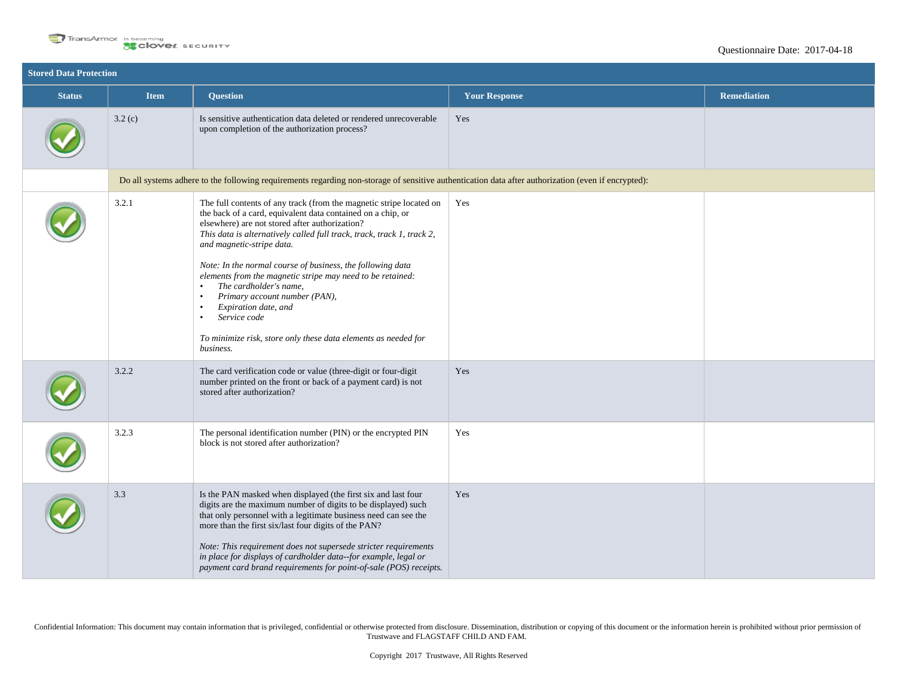Questionnaire Date: 2017-04-18

## Stored Data Protection

| Status | Item | Question | Your Response | Remediation |
|---|---|---|---|---|
| ✔ | 3.2 (c) | Is sensitive authentication data deleted or rendered unrecoverable upon completion of the authorization process? | Yes | |
| | Do all systems adhere to the following requirements regarding non-storage of sensitive authentication data after authorization (even if encrypted): | | | |
| ✔ | 3.2.1 | The full contents of any track (from the magnetic stripe located on the back of a card, equivalent data contained on a chip, or elsewhere) are not stored after authorization? *This data is alternatively called full track, track, track 1, track 2, and magnetic-stripe data.*<br><br>*Note: In the normal course of business, the following data elements from the magnetic stripe may need to be retained:*<br>• *The cardholder's name,*<br>• *Primary account number (PAN),*<br>• *Expiration date, and*<br>• *Service code*<br><br>*To minimize risk, store only these data elements as needed for business.* | Yes | |
| ✔ | 3.2.2 | The card verification code or value (three-digit or four-digit number printed on the front or back of a payment card) is not stored after authorization? | Yes | |
| ✔ | 3.2.3 | The personal identification number (PIN) or the encrypted PIN block is not stored after authorization? | Yes | |
| ✔ | 3.3 | Is the PAN masked when displayed (the first six and last four digits are the maximum number of digits to be displayed) such that only personnel with a legitimate business need can see the more than the first six/last four digits of the PAN?<br><br>*Note: This requirement does not supersede stricter requirements in place for displays of cardholder data--for example, legal or payment card brand requirements for point-of-sale (POS) receipts.* | Yes | |

Confidential Information: This document may contain information that is privileged, confidential or otherwise protected from disclosure. Dissemination, distribution or copying of this document or the information herein is prohibited without prior permission of Trustwave and FLAGSTAFF CHILD AND FAM.

Copyright 2017 Trustwave, All Rights Reserved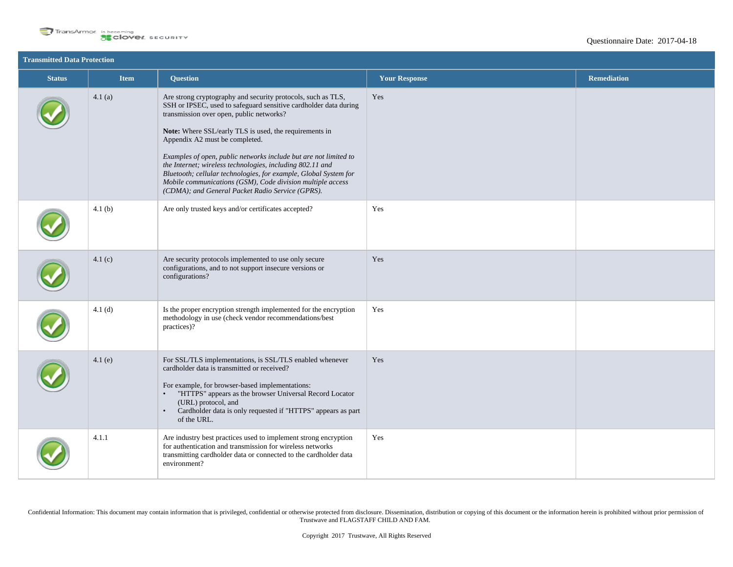## Transmitted Data Protection

| Status | Item | Question | Your Response | Remediation |
|---|---|---|---|---|
| ✔ | 4.1 (a) | Are strong cryptography and security protocols, such as TLS, SSH or IPSEC, used to safeguard sensitive cardholder data during transmission over open, public networks?<br><br>**Note:** Where SSL/early TLS is used, the requirements in Appendix A2 must be completed.<br><br>*Examples of open, public networks include but are not limited to the Internet; wireless technologies, including 802.11 and Bluetooth; cellular technologies, for example, Global System for Mobile communications (GSM), Code division multiple access (CDMA); and General Packet Radio Service (GPRS).* | Yes | |
| ✔ | 4.1 (b) | Are only trusted keys and/or certificates accepted? | Yes | |
| ✔ | 4.1 (c) | Are security protocols implemented to use only secure configurations, and to not support insecure versions or configurations? | Yes | |
| ✔ | 4.1 (d) | Is the proper encryption strength implemented for the encryption methodology in use (check vendor recommendations/best practices)? | Yes | |
| ✔ | 4.1 (e) | For SSL/TLS implementations, is SSL/TLS enabled whenever cardholder data is transmitted or received?<br><br>For example, for browser-based implementations:<br>• "HTTPS" appears as the browser Universal Record Locator (URL) protocol, and<br>• Cardholder data is only requested if "HTTPS" appears as part of the URL. | Yes | |
| ✔ | 4.1.1 | Are industry best practices used to implement strong encryption for authentication and transmission for wireless networks transmitting cardholder data or connected to the cardholder data environment? | Yes | |

Confidential Information: This document may contain information that is privileged, confidential or otherwise protected from disclosure. Dissemination, distribution or copying of this document or the information herein is prohibited without prior permission of Trustwave and FLAGSTAFF CHILD AND FAM.

Copyright 2017 Trustwave, All Rights Reserved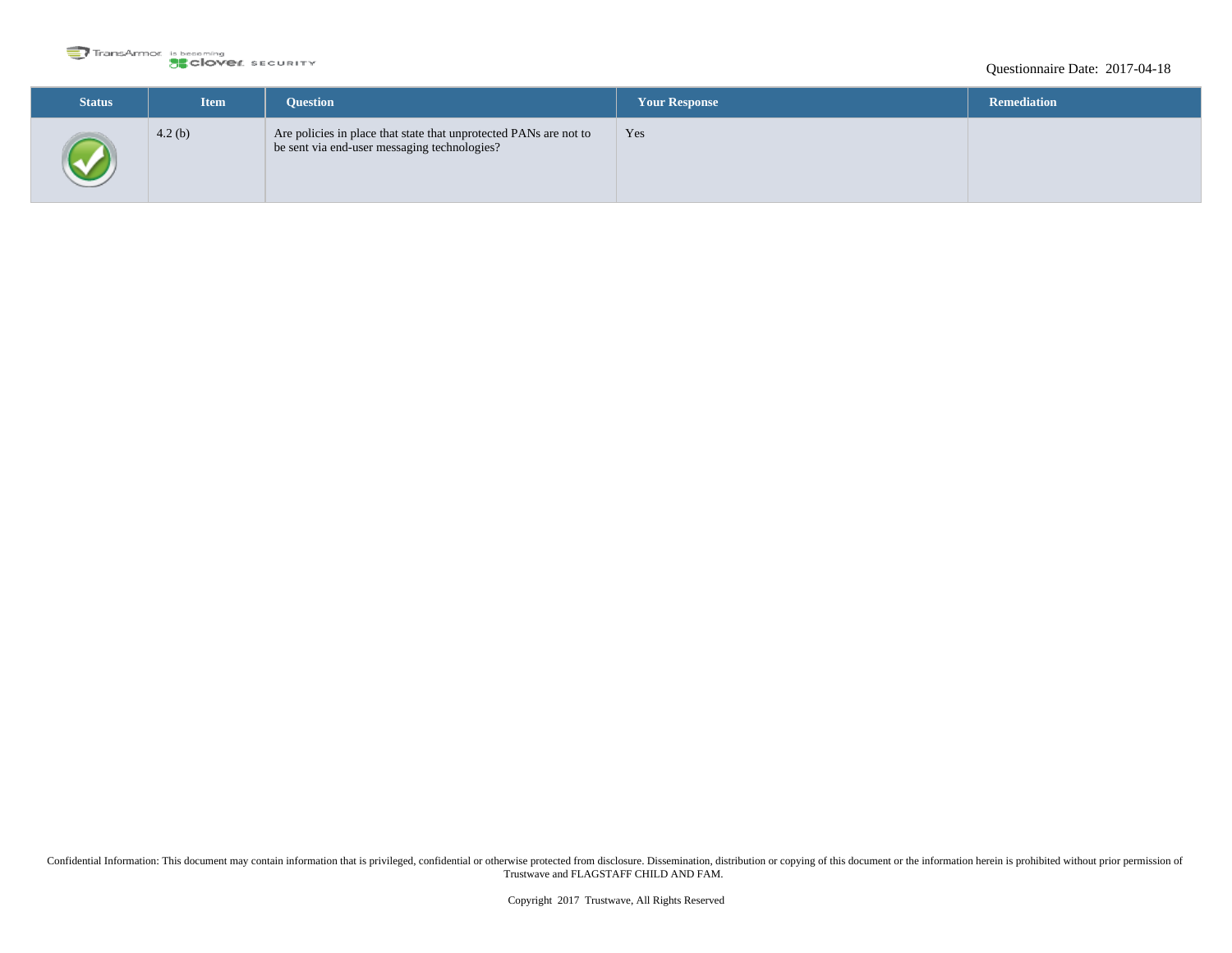Questionnaire Date: 2017-04-18

| Status | Item | Question | Your Response | Remediation |
|---|---|---|---|---|
| ✓ | 4.2 (b) | Are policies in place that state that unprotected PANs are not to be sent via end-user messaging technologies? | Yes | |

Confidential Information: This document may contain information that is privileged, confidential or otherwise protected from disclosure. Dissemination, distribution or copying of this document or the information herein is prohibited without prior permission of Trustwave and FLAGSTAFF CHILD AND FAM.

Copyright 2017 Trustwave, All Rights Reserved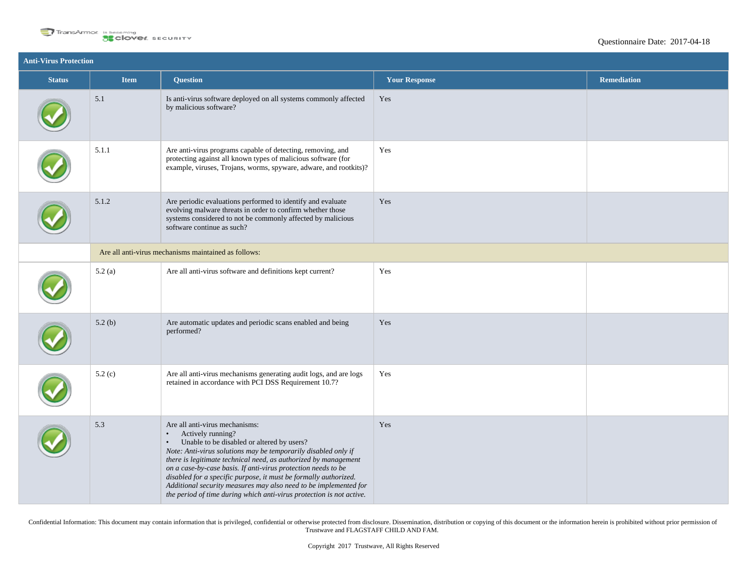## Anti-Virus Protection

| Status | Item | Question | Your Response | Remediation |
|---|---|---|---|---|
| ✓ | 5.1 | Is anti-virus software deployed on all systems commonly affected by malicious software? | Yes | |
| ✓ | 5.1.1 | Are anti-virus programs capable of detecting, removing, and protecting against all known types of malicious software (for example, viruses, Trojans, worms, spyware, adware, and rootkits)? | Yes | |
| ✓ | 5.1.2 | Are periodic evaluations performed to identify and evaluate evolving malware threats in order to confirm whether those systems considered to not be commonly affected by malicious software continue as such? | Yes | |
| | Are all anti-virus mechanisms maintained as follows: | | | |
| ✓ | 5.2 (a) | Are all anti-virus software and definitions kept current? | Yes | |
| ✓ | 5.2 (b) | Are automatic updates and periodic scans enabled and being performed? | Yes | |
| ✓ | 5.2 (c) | Are all anti-virus mechanisms generating audit logs, and are logs retained in accordance with PCI DSS Requirement 10.7? | Yes | |
| ✓ | 5.3 | Are all anti-virus mechanisms:<br>• Actively running?<br>• Unable to be disabled or altered by users?<br>*Note: Anti-virus solutions may be temporarily disabled only if there is legitimate technical need, as authorized by management on a case-by-case basis. If anti-virus protection needs to be disabled for a specific purpose, it must be formally authorized. Additional security measures may also need to be implemented for the period of time during which anti-virus protection is not active.* | Yes | |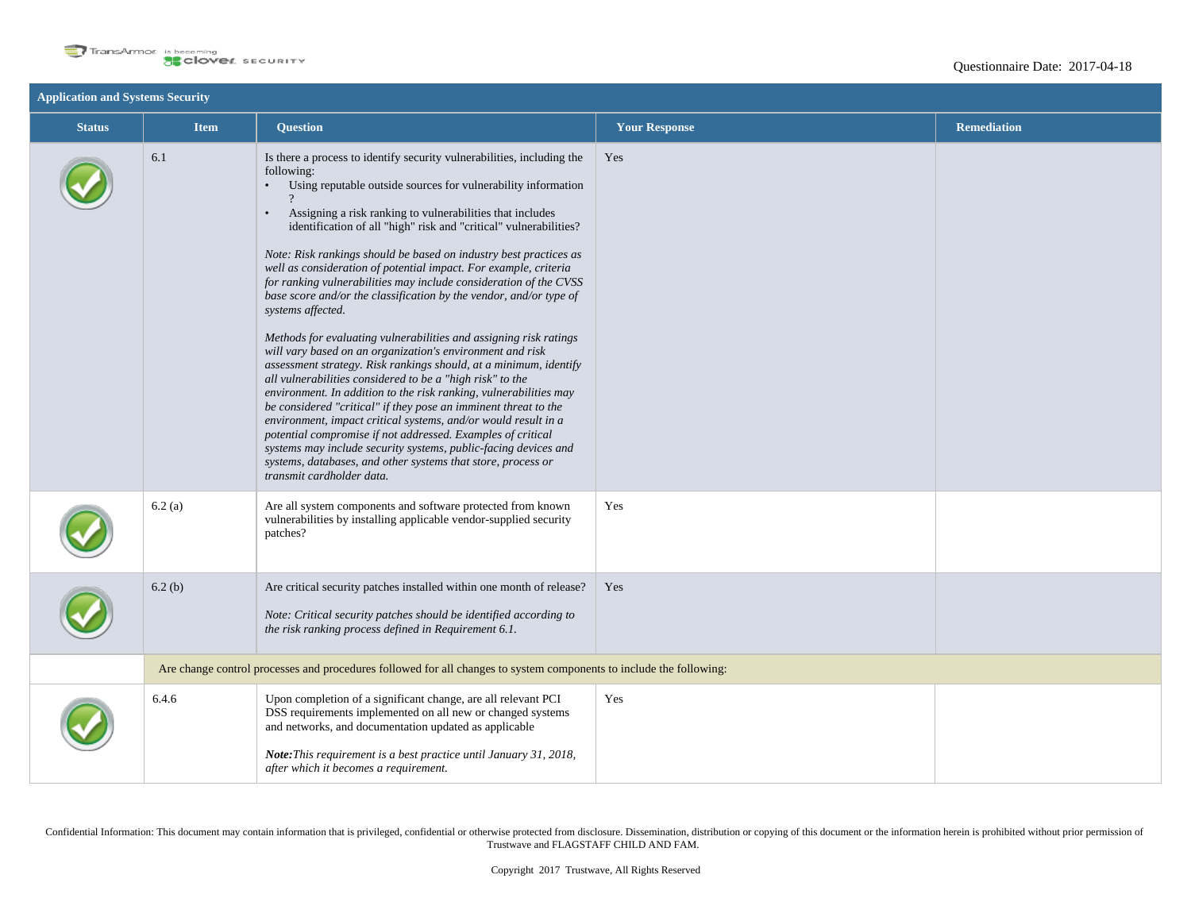Questionnaire Date: 2017-04-18

## Application and Systems Security

| Status | Item | Question | Your Response | Remediation |
|---|---|---|---|---|
| ✔ | 6.1 | Is there a process to identify security vulnerabilities, including the following:<br>• Using reputable outside sources for vulnerability information ?<br>• Assigning a risk ranking to vulnerabilities that includes identification of all "high" risk and "critical" vulnerabilities?<br><br>*Note: Risk rankings should be based on industry best practices as well as consideration of potential impact. For example, criteria for ranking vulnerabilities may include consideration of the CVSS base score and/or the classification by the vendor, and/or type of systems affected.*<br><br>*Methods for evaluating vulnerabilities and assigning risk ratings will vary based on an organization's environment and risk assessment strategy. Risk rankings should, at a minimum, identify all vulnerabilities considered to be a "high risk" to the environment. In addition to the risk ranking, vulnerabilities may be considered "critical" if they pose an imminent threat to the environment, impact critical systems, and/or would result in a potential compromise if not addressed. Examples of critical systems may include security systems, public-facing devices and systems, databases, and other systems that store, process or transmit cardholder data.* | Yes | |
| ✔ | 6.2 (a) | Are all system components and software protected from known vulnerabilities by installing applicable vendor-supplied security patches? | Yes | |
| ✔ | 6.2 (b) | Are critical security patches installed within one month of release?<br><br>*Note: Critical security patches should be identified according to the risk ranking process defined in Requirement 6.1.* | Yes | |
| | Are change control processes and procedures followed for all changes to system components to include the following: | | | |
| ✔ | 6.4.6 | Upon completion of a significant change, are all relevant PCI DSS requirements implemented on all new or changed systems and networks, and documentation updated as applicable<br><br>***Note:****This requirement is a best practice until January 31, 2018, after which it becomes a requirement.* | Yes | |

Confidential Information: This document may contain information that is privileged, confidential or otherwise protected from disclosure. Dissemination, distribution or copying of this document or the information herein is prohibited without prior permission of Trustwave and FLAGSTAFF CHILD AND FAM.

Copyright 2017 Trustwave, All Rights Reserved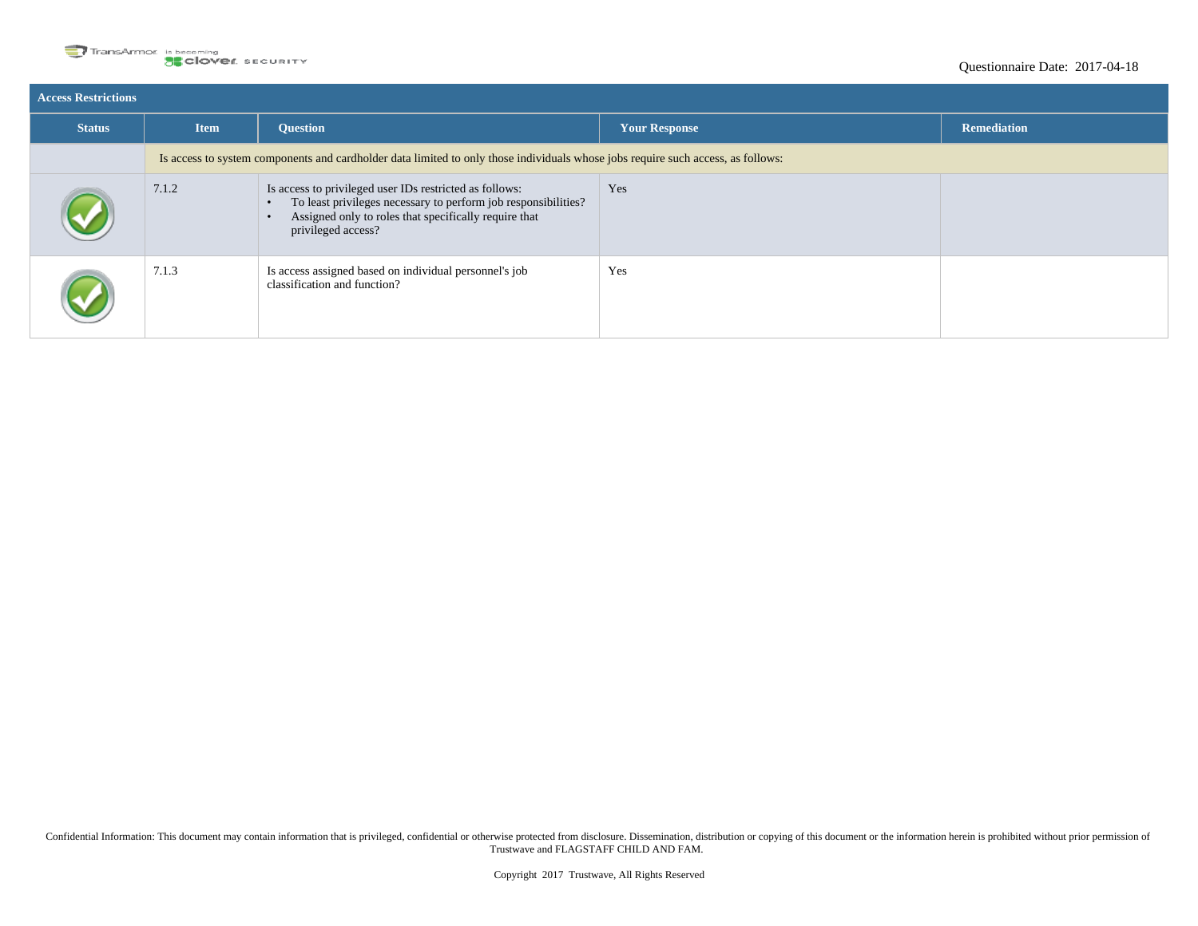Questionnaire Date: 2017-04-18

## Access Restrictions

| Status | Item | Question | Your Response | Remediation |
|---|---|---|---|---|
| | Is access to system components and cardholder data limited to only those individuals whose jobs require such access, as follows: | | | |
| ✓ | 7.1.2 | Is access to privileged user IDs restricted as follows:<br>• To least privileges necessary to perform job responsibilities?<br>• Assigned only to roles that specifically require that privileged access? | Yes | |
| ✓ | 7.1.3 | Is access assigned based on individual personnel's job classification and function? | Yes | |

Confidential Information: This document may contain information that is privileged, confidential or otherwise protected from disclosure. Dissemination, distribution or copying of this document or the information herein is prohibited without prior permission of Trustwave and FLAGSTAFF CHILD AND FAM.

Copyright 2017 Trustwave, All Rights Reserved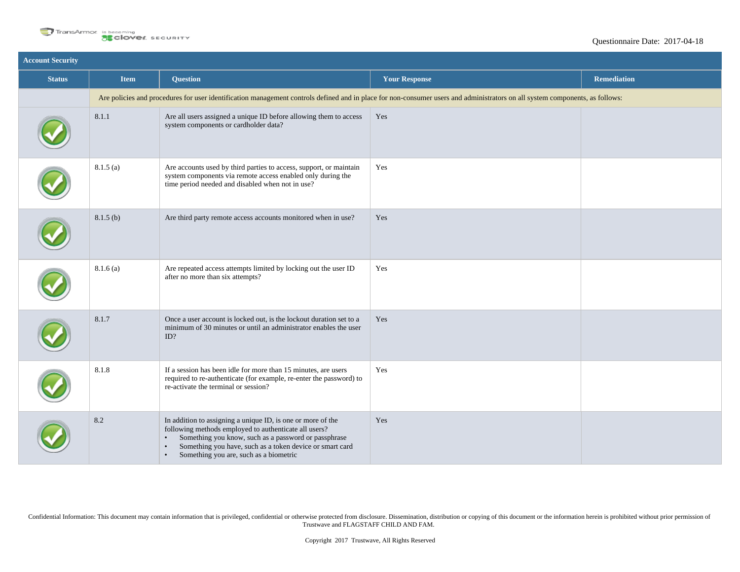Questionnaire Date: 2017-04-18

## Account Security

| Status | Item | Question | Your Response | Remediation |
|---|---|---|---|---|
| | Are policies and procedures for user identification management controls defined and in place for non-consumer users and administrators on all system components, as follows: | | | |
| ✔ | 8.1.1 | Are all users assigned a unique ID before allowing them to access system components or cardholder data? | Yes | |
| ✔ | 8.1.5 (a) | Are accounts used by third parties to access, support, or maintain system components via remote access enabled only during the time period needed and disabled when not in use? | Yes | |
| ✔ | 8.1.5 (b) | Are third party remote access accounts monitored when in use? | Yes | |
| ✔ | 8.1.6 (a) | Are repeated access attempts limited by locking out the user ID after no more than six attempts? | Yes | |
| ✔ | 8.1.7 | Once a user account is locked out, is the lockout duration set to a minimum of 30 minutes or until an administrator enables the user ID? | Yes | |
| ✔ | 8.1.8 | If a session has been idle for more than 15 minutes, are users required to re-authenticate (for example, re-enter the password) to re-activate the terminal or session? | Yes | |
| ✔ | 8.2 | In addition to assigning a unique ID, is one or more of the following methods employed to authenticate all users?<br>• Something you know, such as a password or passphrase<br>• Something you have, such as a token device or smart card<br>• Something you are, such as a biometric | Yes | |

Confidential Information: This document may contain information that is privileged, confidential or otherwise protected from disclosure. Dissemination, distribution or copying of this document or the information herein is prohibited without prior permission of Trustwave and FLAGSTAFF CHILD AND FAM.

Copyright 2017 Trustwave, All Rights Reserved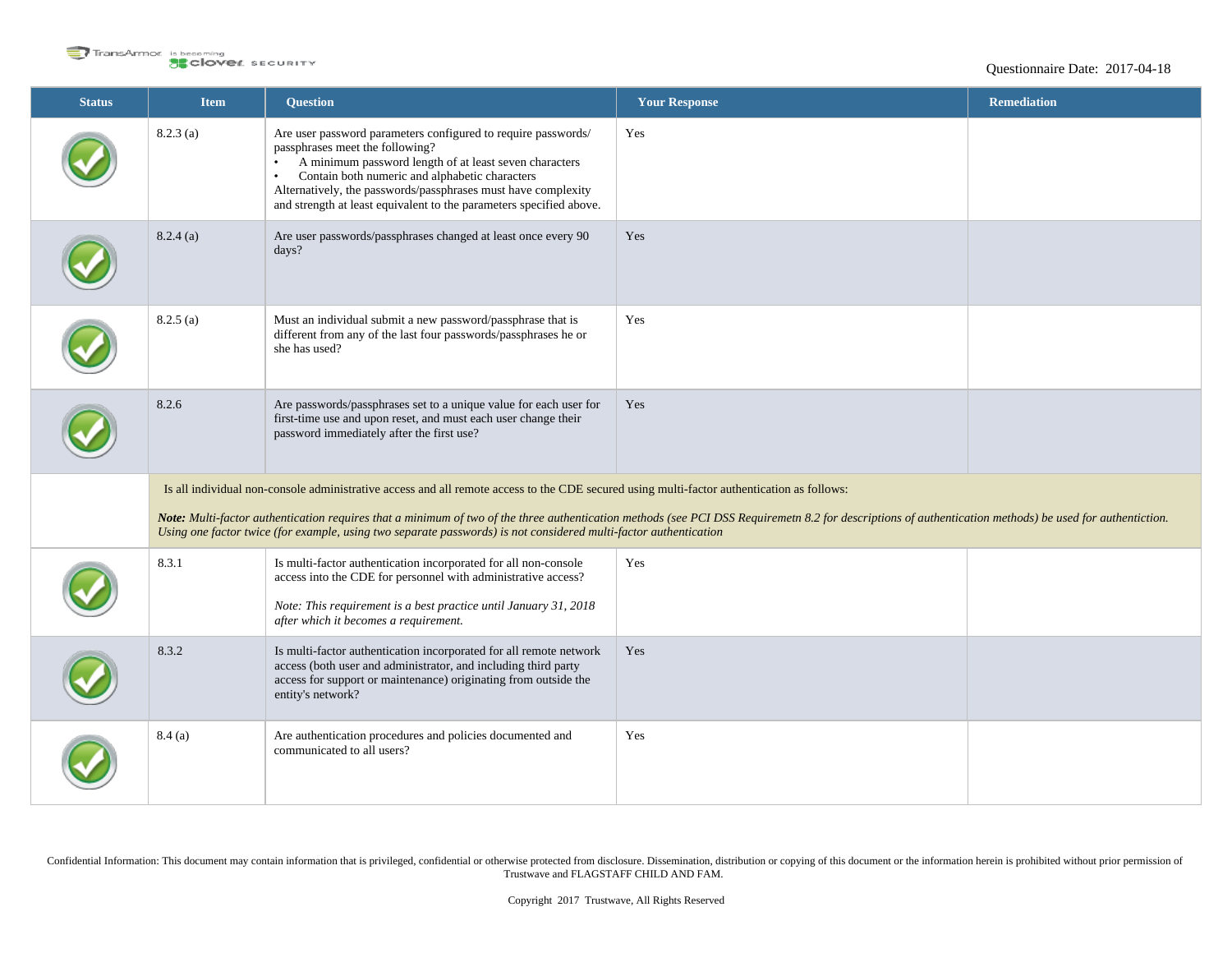| Status | Item | Question | Your Response | Remediation |
| --- | --- | --- | --- | --- |
| ✓ | 8.2.3 (a) | Are user password parameters configured to require passwords/ passphrases meet the following?<br>• A minimum password length of at least seven characters<br>• Contain both numeric and alphabetic characters<br>Alternatively, the passwords/passphrases must have complexity and strength at least equivalent to the parameters specified above. | Yes | |
| ✓ | 8.2.4 (a) | Are user passwords/passphrases changed at least once every 90 days? | Yes | |
| ✓ | 8.2.5 (a) | Must an individual submit a new password/passphrase that is different from any of the last four passwords/passphrases he or she has used? | Yes | |
| ✓ | 8.2.6 | Are passwords/passphrases set to a unique value for each user for first-time use and upon reset, and must each user change their password immediately after the first use? | Yes | |
| | Is all individual non-console administrative access and all remote access to the CDE secured using multi-factor authentication as follows:<br><br>***Note:*** *Multi-factor authentication requires that a minimum of two of the three authentication methods (see PCI DSS Requiremetn 8.2 for descriptions of authentication methods) be used for authentiction. Using one factor twice (for example, using two separate passwords) is not considered multi-factor authentication* | | | |
| ✓ | 8.3.1 | Is multi-factor authentication incorporated for all non-console access into the CDE for personnel with administrative access?<br><br>*Note: This requirement is a best practice until January 31, 2018 after which it becomes a requirement.* | Yes | |
| ✓ | 8.3.2 | Is multi-factor authentication incorporated for all remote network access (both user and administrator, and including third party access for support or maintenance) originating from outside the entity's network? | Yes | |
| ✓ | 8.4 (a) | Are authentication procedures and policies documented and communicated to all users? | Yes | |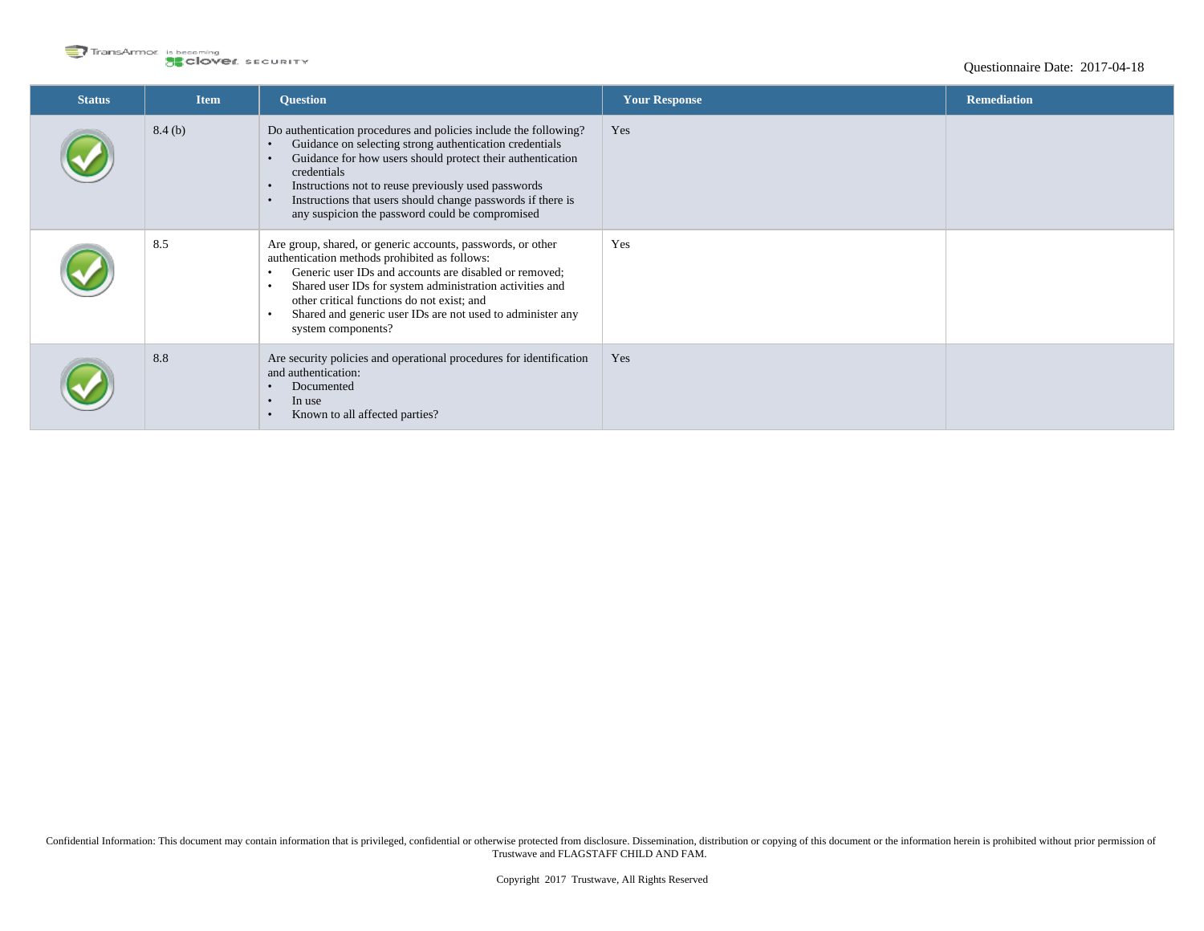Questionnaire Date: 2017-04-18

| Status | Item | Question | Your Response | Remediation |
|---|---|---|---|---|
| ✓ | 8.4 (b) | Do authentication procedures and policies include the following?<br>• Guidance on selecting strong authentication credentials<br>• Guidance for how users should protect their authentication credentials<br>• Instructions not to reuse previously used passwords<br>• Instructions that users should change passwords if there is any suspicion the password could be compromised | Yes | |
| ✓ | 8.5 | Are group, shared, or generic accounts, passwords, or other authentication methods prohibited as follows:<br>• Generic user IDs and accounts are disabled or removed;<br>• Shared user IDs for system administration activities and other critical functions do not exist; and<br>• Shared and generic user IDs are not used to administer any system components? | Yes | |
| ✓ | 8.8 | Are security policies and operational procedures for identification and authentication:<br>• Documented<br>• In use<br>• Known to all affected parties? | Yes | |

Confidential Information: This document may contain information that is privileged, confidential or otherwise protected from disclosure. Dissemination, distribution or copying of this document or the information herein is prohibited without prior permission of Trustwave and FLAGSTAFF CHILD AND FAM.

Copyright 2017 Trustwave, All Rights Reserved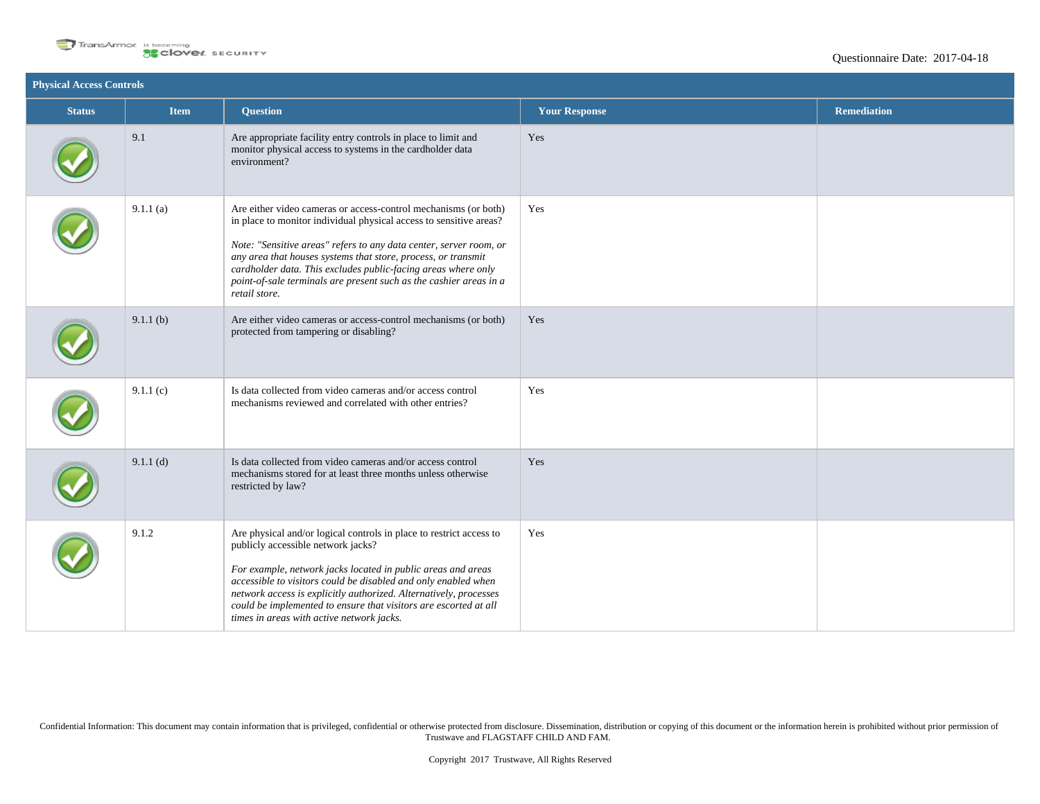Questionnaire Date: 2017-04-18

## Physical Access Controls

| Status | Item | Question | Your Response | Remediation |
|---|---|---|---|---|
| ✓ | 9.1 | Are appropriate facility entry controls in place to limit and monitor physical access to systems in the cardholder data environment? | Yes | |
| ✓ | 9.1.1 (a) | Are either video cameras or access-control mechanisms (or both) in place to monitor individual physical access to sensitive areas?<br><br>*Note: "Sensitive areas" refers to any data center, server room, or any area that houses systems that store, process, or transmit cardholder data. This excludes public-facing areas where only point-of-sale terminals are present such as the cashier areas in a retail store.* | Yes | |
| ✓ | 9.1.1 (b) | Are either video cameras or access-control mechanisms (or both) protected from tampering or disabling? | Yes | |
| ✓ | 9.1.1 (c) | Is data collected from video cameras and/or access control mechanisms reviewed and correlated with other entries? | Yes | |
| ✓ | 9.1.1 (d) | Is data collected from video cameras and/or access control mechanisms stored for at least three months unless otherwise restricted by law? | Yes | |
| ✓ | 9.1.2 | Are physical and/or logical controls in place to restrict access to publicly accessible network jacks?<br><br>*For example, network jacks located in public areas and areas accessible to visitors could be disabled and only enabled when network access is explicitly authorized. Alternatively, processes could be implemented to ensure that visitors are escorted at all times in areas with active network jacks.* | Yes | |

Confidential Information: This document may contain information that is privileged, confidential or otherwise protected from disclosure. Dissemination, distribution or copying of this document or the information herein is prohibited without prior permission of Trustwave and FLAGSTAFF CHILD AND FAM.

Copyright 2017 Trustwave, All Rights Reserved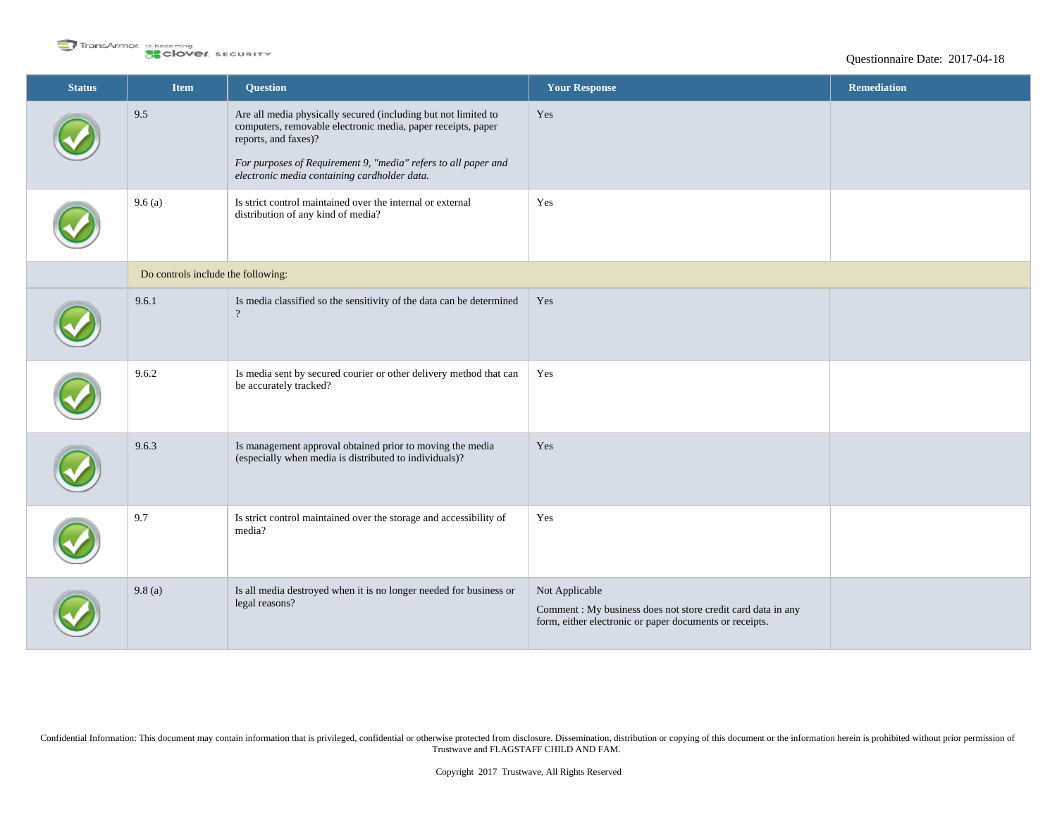Questionnaire Date: 2017-04-18

| Status | Item | Question | Your Response | Remediation |
|---|---|---|---|---|
| ✓ | 9.5 | Are all media physically secured (including but not limited to computers, removable electronic media, paper receipts, paper reports, and faxes)?<br><br>*For purposes of Requirement 9, "media" refers to all paper and electronic media containing cardholder data.* | Yes | |
| ✓ | 9.6 (a) | Is strict control maintained over the internal or external distribution of any kind of media? | Yes | |
| | Do controls include the following: | | | |
| ✓ | 9.6.1 | Is media classified so the sensitivity of the data can be determined ? | Yes | |
| ✓ | 9.6.2 | Is media sent by secured courier or other delivery method that can be accurately tracked? | Yes | |
| ✓ | 9.6.3 | Is management approval obtained prior to moving the media (especially when media is distributed to individuals)? | Yes | |
| ✓ | 9.7 | Is strict control maintained over the storage and accessibility of media? | Yes | |
| ✓ | 9.8 (a) | Is all media destroyed when it is no longer needed for business or legal reasons? | Not Applicable<br><br>Comment : My business does not store credit card data in any form, either electronic or paper documents or receipts. | |

Confidential Information: This document may contain information that is privileged, confidential or otherwise protected from disclosure. Dissemination, distribution or copying of this document or the information herein is prohibited without prior permission of Trustwave and FLAGSTAFF CHILD AND FAM.

Copyright 2017 Trustwave, All Rights Reserved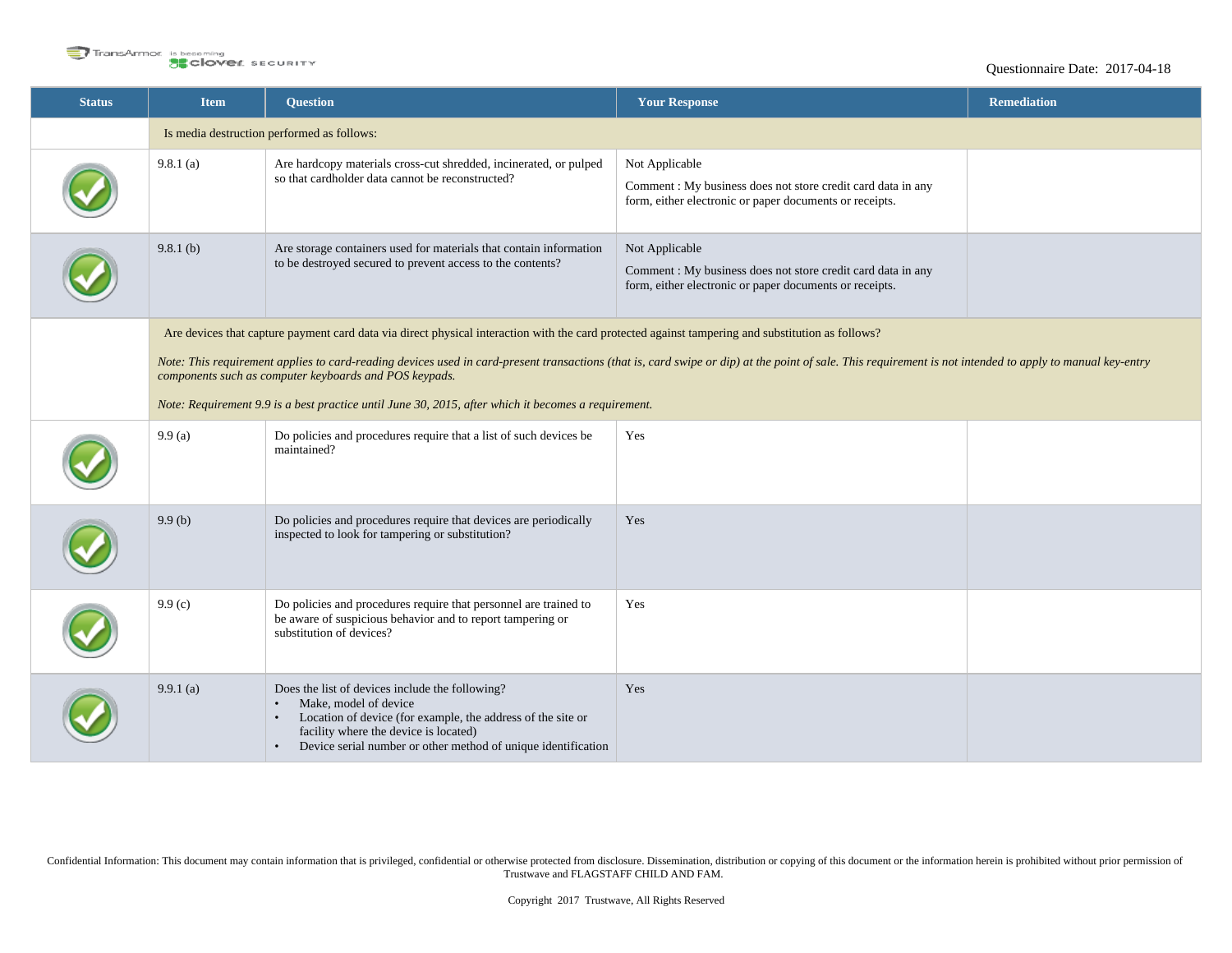| Status | Item | Question | Your Response | Remediation |
|---|---|---|---|---|
| | Is media destruction performed as follows: | | | |
| ✓ | 9.8.1 (a) | Are hardcopy materials cross-cut shredded, incinerated, or pulped so that cardholder data cannot be reconstructed? | Not Applicable<br>Comment : My business does not store credit card data in any form, either electronic or paper documents or receipts. | |
| ✓ | 9.8.1 (b) | Are storage containers used for materials that contain information to be destroyed secured to prevent access to the contents? | Not Applicable<br>Comment : My business does not store credit card data in any form, either electronic or paper documents or receipts. | |
| | Are devices that capture payment card data via direct physical interaction with the card protected against tampering and substitution as follows?<br>*Note: This requirement applies to card-reading devices used in card-present transactions (that is, card swipe or dip) at the point of sale. This requirement is not intended to apply to manual key-entry components such as computer keyboards and POS keypads.*<br>*Note: Requirement 9.9 is a best practice until June 30, 2015, after which it becomes a requirement.* | | | |
| ✓ | 9.9 (a) | Do policies and procedures require that a list of such devices be maintained? | Yes | |
| ✓ | 9.9 (b) | Do policies and procedures require that devices are periodically inspected to look for tampering or substitution? | Yes | |
| ✓ | 9.9 (c) | Do policies and procedures require that personnel are trained to be aware of suspicious behavior and to report tampering or substitution of devices? | Yes | |
| ✓ | 9.9.1 (a) | Does the list of devices include the following:<br>• Make, model of device<br>• Location of device (for example, the address of the site or facility where the device is located)<br>• Device serial number or other method of unique identification | Yes | |

Confidential Information: This document may contain information that is privileged, confidential or otherwise protected from disclosure. Dissemination, distribution or copying of this document or the information herein is prohibited without prior permission of Trustwave and FLAGSTAFF CHILD AND FAM.

Copyright 2017 Trustwave, All Rights Reserved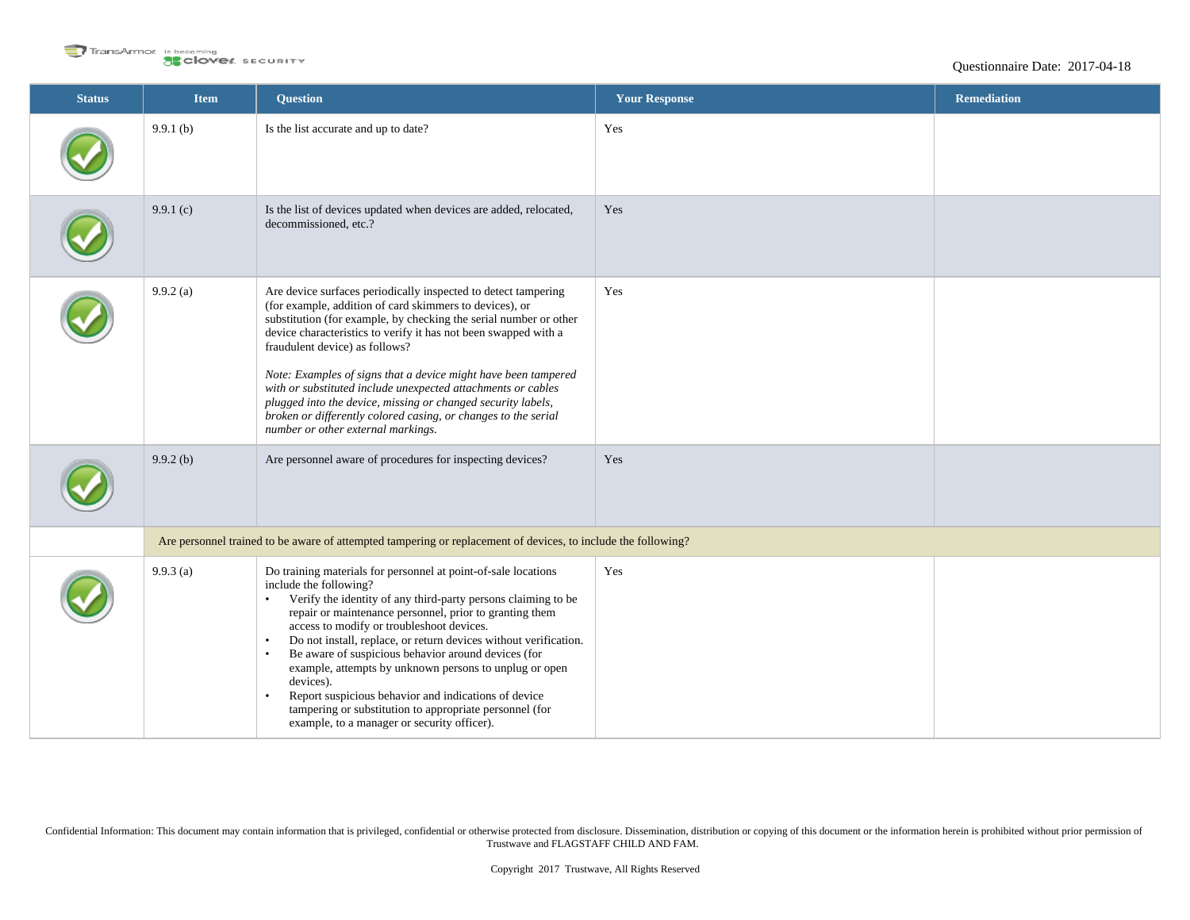Questionnaire Date: 2017-04-18

| Status | Item | Question | Your Response | Remediation |
|---|---|---|---|---|
| ✓ | 9.9.1 (b) | Is the list accurate and up to date? | Yes | |
| ✓ | 9.9.1 (c) | Is the list of devices updated when devices are added, relocated, decommissioned, etc.? | Yes | |
| ✓ | 9.9.2 (a) | Are device surfaces periodically inspected to detect tampering (for example, addition of card skimmers to devices), or substitution (for example, by checking the serial number or other device characteristics to verify it has not been swapped with a fraudulent device) as follows?<br><br>*Note: Examples of signs that a device might have been tampered with or substituted include unexpected attachments or cables plugged into the device, missing or changed security labels, broken or differently colored casing, or changes to the serial number or other external markings.* | Yes | |
| ✓ | 9.9.2 (b) | Are personnel aware of procedures for inspecting devices? | Yes | |
| | Are personnel trained to be aware of attempted tampering or replacement of devices, to include the following? | | | |
| ✓ | 9.9.3 (a) | Do training materials for personnel at point-of-sale locations include the following?<br>• Verify the identity of any third-party persons claiming to be repair or maintenance personnel, prior to granting them access to modify or troubleshoot devices.<br>• Do not install, replace, or return devices without verification.<br>• Be aware of suspicious behavior around devices (for example, attempts by unknown persons to unplug or open devices).<br>• Report suspicious behavior and indications of device tampering or substitution to appropriate personnel (for example, to a manager or security officer). | Yes | |

Confidential Information: This document may contain information that is privileged, confidential or otherwise protected from disclosure. Dissemination, distribution or copying of this document or the information herein is prohibited without prior permission of Trustwave and FLAGSTAFF CHILD AND FAM.

Copyright 2017 Trustwave, All Rights Reserved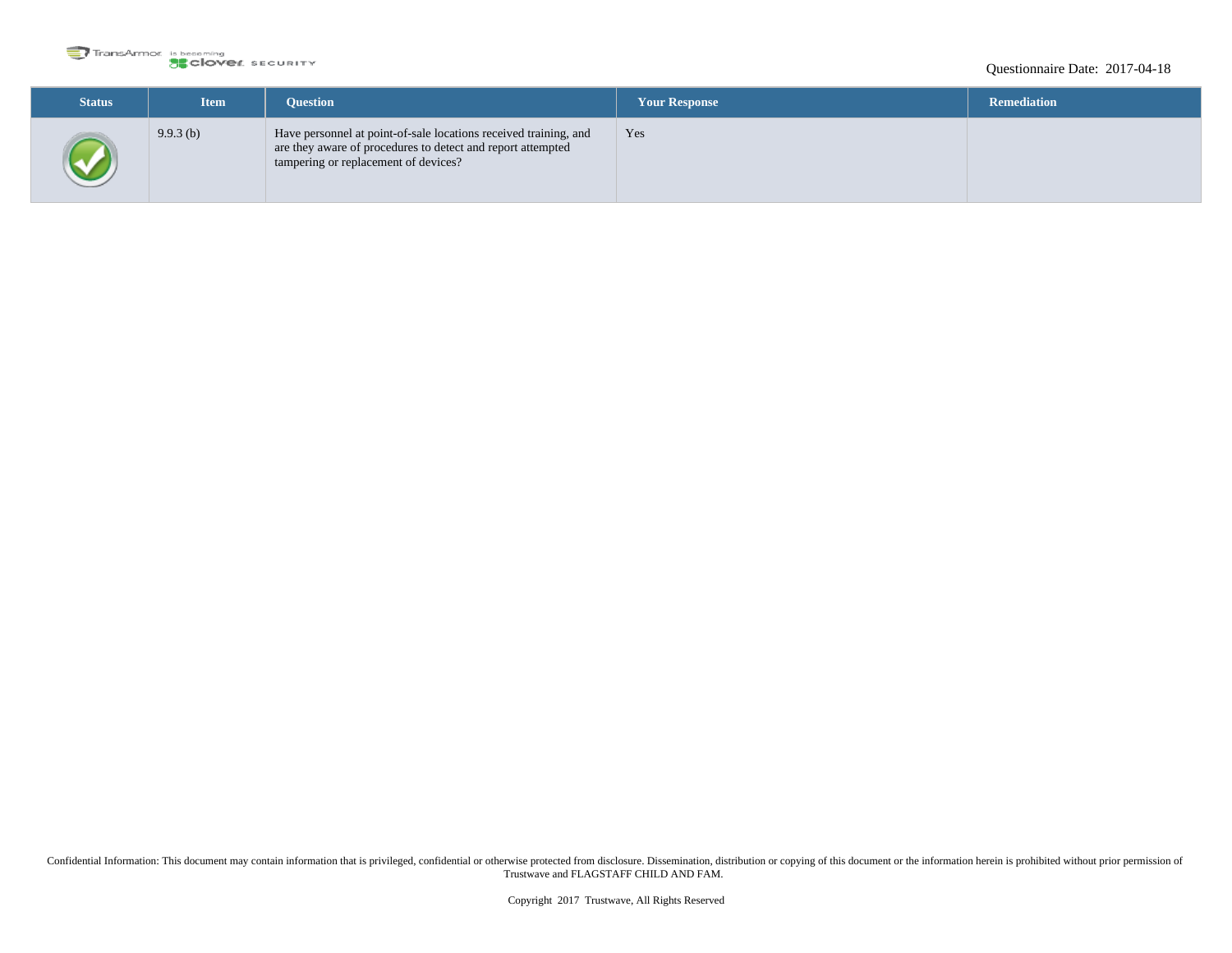| Status | Item | Question | Your Response | Remediation |
|---|---|---|---|---|
| ✓ | 9.9.3 (b) | Have personnel at point-of-sale locations received training, and are they aware of procedures to detect and report attempted tampering or replacement of devices? | Yes | |

Confidential Information: This document may contain information that is privileged, confidential or otherwise protected from disclosure. Dissemination, distribution or copying of this document or the information herein is prohibited without prior permission of Trustwave and FLAGSTAFF CHILD AND FAM.

Copyright 2017 Trustwave, All Rights Reserved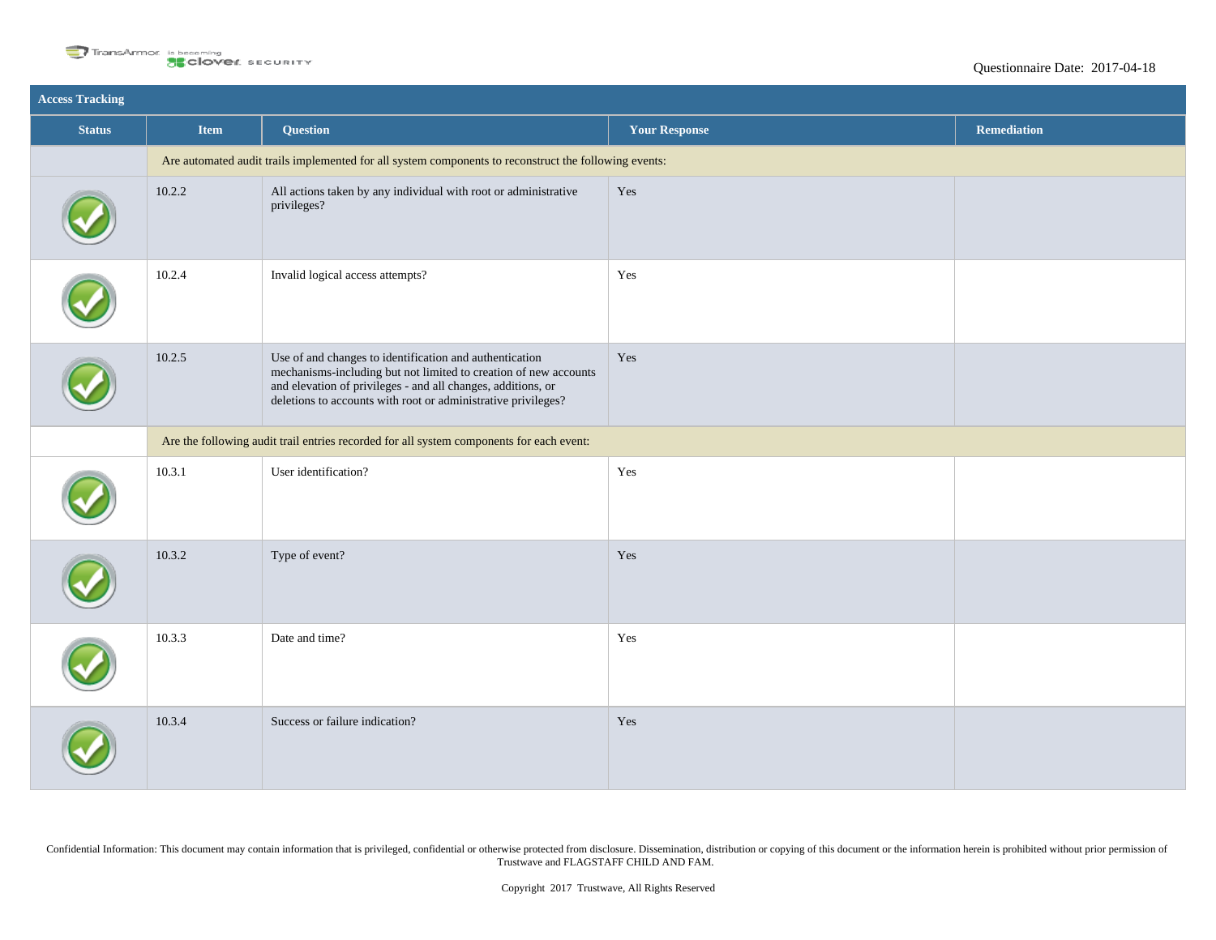Questionnaire Date: 2017-04-18

## Access Tracking

| Status | Item | Question | Your Response | Remediation |
|---|---|---|---|---|
| | Are automated audit trails implemented for all system components to reconstruct the following events: | | | |
| ✓ | 10.2.2 | All actions taken by any individual with root or administrative privileges? | Yes | |
| ✓ | 10.2.4 | Invalid logical access attempts? | Yes | |
| ✓ | 10.2.5 | Use of and changes to identification and authentication mechanisms-including but not limited to creation of new accounts and elevation of privileges - and all changes, additions, or deletions to accounts with root or administrative privileges? | Yes | |
| | Are the following audit trail entries recorded for all system components for each event: | | | |
| ✓ | 10.3.1 | User identification? | Yes | |
| ✓ | 10.3.2 | Type of event? | Yes | |
| ✓ | 10.3.3 | Date and time? | Yes | |
| ✓ | 10.3.4 | Success or failure indication? | Yes | |

Confidential Information: This document may contain information that is privileged, confidential or otherwise protected from disclosure. Dissemination, distribution or copying of this document or the information herein is prohibited without prior permission of Trustwave and FLAGSTAFF CHILD AND FAM.

Copyright 2017 Trustwave, All Rights Reserved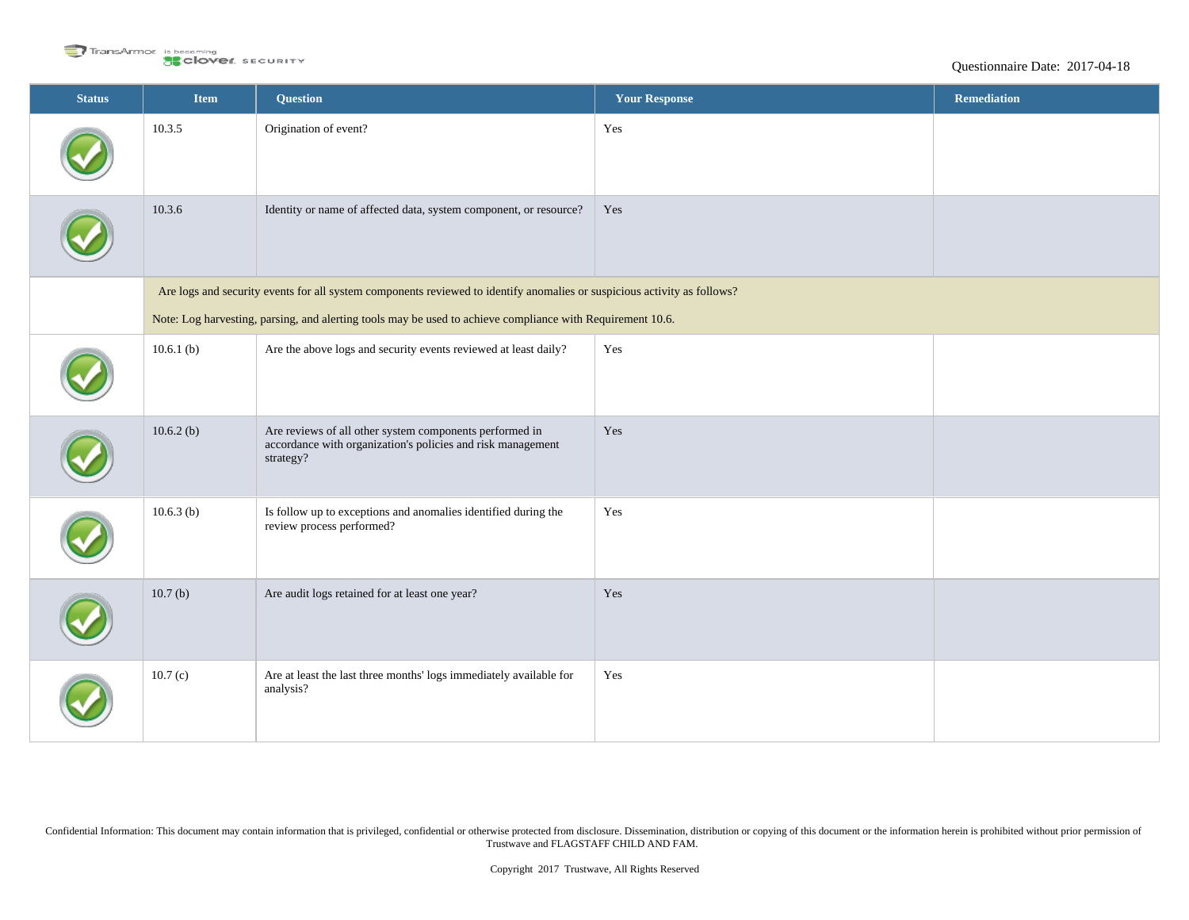| Status | Item | Question | Your Response | Remediation |
|---|---|---|---|---|
| ✓ | 10.3.5 | Origination of event? | Yes | |
| ✓ | 10.3.6 | Identity or name of affected data, system component, or resource? | Yes | |
| | Are logs and security events for all system components reviewed to identify anomalies or suspicious activity as follows?<br><br>Note: Log harvesting, parsing, and alerting tools may be used to achieve compliance with Requirement 10.6. | | | |
| ✓ | 10.6.1 (b) | Are the above logs and security events reviewed at least daily? | Yes | |
| ✓ | 10.6.2 (b) | Are reviews of all other system components performed in accordance with organization's policies and risk management strategy? | Yes | |
| ✓ | 10.6.3 (b) | Is follow up to exceptions and anomalies identified during the review process performed? | Yes | |
| ✓ | 10.7 (b) | Are audit logs retained for at least one year? | Yes | |
| ✓ | 10.7 (c) | Are at least the last three months' logs immediately available for analysis? | Yes | |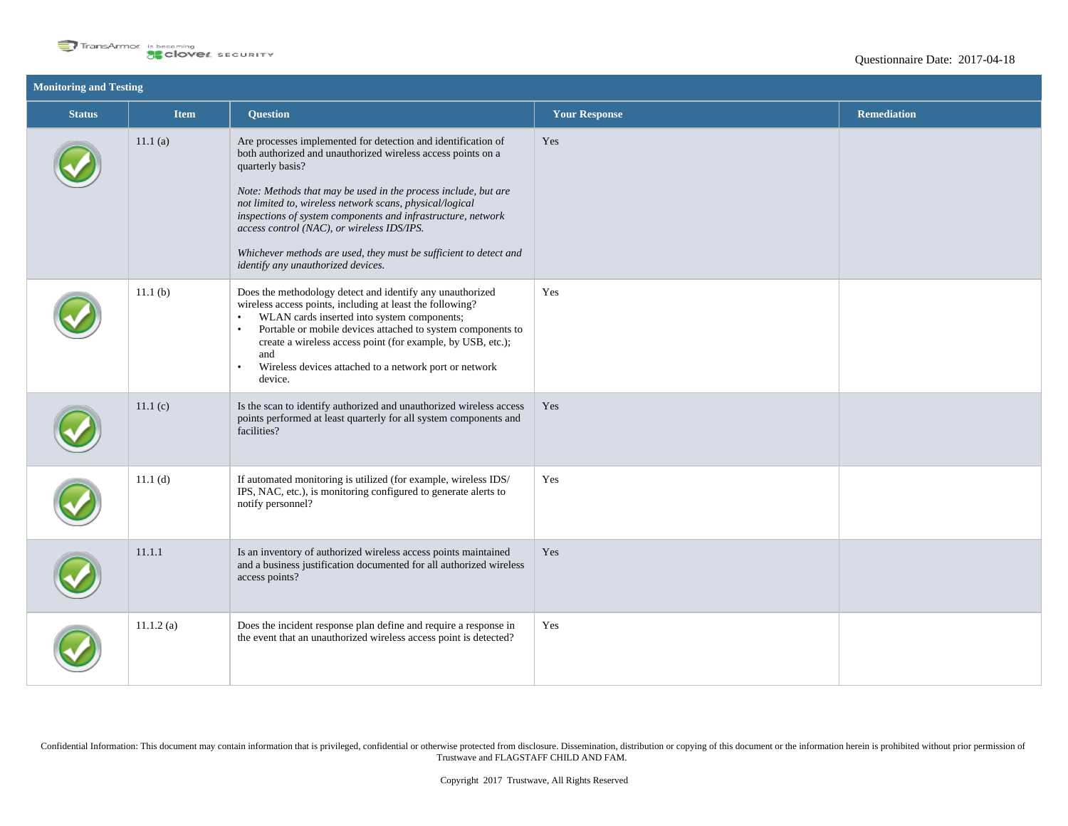Questionnaire Date: 2017-04-18

## Monitoring and Testing

| Status | Item | Question | Your Response | Remediation |
|---|---|---|---|---|
| ✓ | 11.1 (a) | Are processes implemented for detection and identification of both authorized and unauthorized wireless access points on a quarterly basis?<br><br>*Note: Methods that may be used in the process include, but are not limited to, wireless network scans, physical/logical inspections of system components and infrastructure, network access control (NAC), or wireless IDS/IPS.*<br><br>*Whichever methods are used, they must be sufficient to detect and identify any unauthorized devices.* | Yes | |
| ✓ | 11.1 (b) | Does the methodology detect and identify any unauthorized wireless access points, including at least the following?<br>• WLAN cards inserted into system components;<br>• Portable or mobile devices attached to system components to create a wireless access point (for example, by USB, etc.); and<br>• Wireless devices attached to a network port or network device. | Yes | |
| ✓ | 11.1 (c) | Is the scan to identify authorized and unauthorized wireless access points performed at least quarterly for all system components and facilities? | Yes | |
| ✓ | 11.1 (d) | If automated monitoring is utilized (for example, wireless IDS/ IPS, NAC, etc.), is monitoring configured to generate alerts to notify personnel? | Yes | |
| ✓ | 11.1.1 | Is an inventory of authorized wireless access points maintained and a business justification documented for all authorized wireless access points? | Yes | |
| ✓ | 11.1.2 (a) | Does the incident response plan define and require a response in the event that an unauthorized wireless access point is detected? | Yes | |

Confidential Information: This document may contain information that is privileged, confidential or otherwise protected from disclosure. Dissemination, distribution or copying of this document or the information herein is prohibited without prior permission of Trustwave and FLAGSTAFF CHILD AND FAM.

Copyright 2017 Trustwave, All Rights Reserved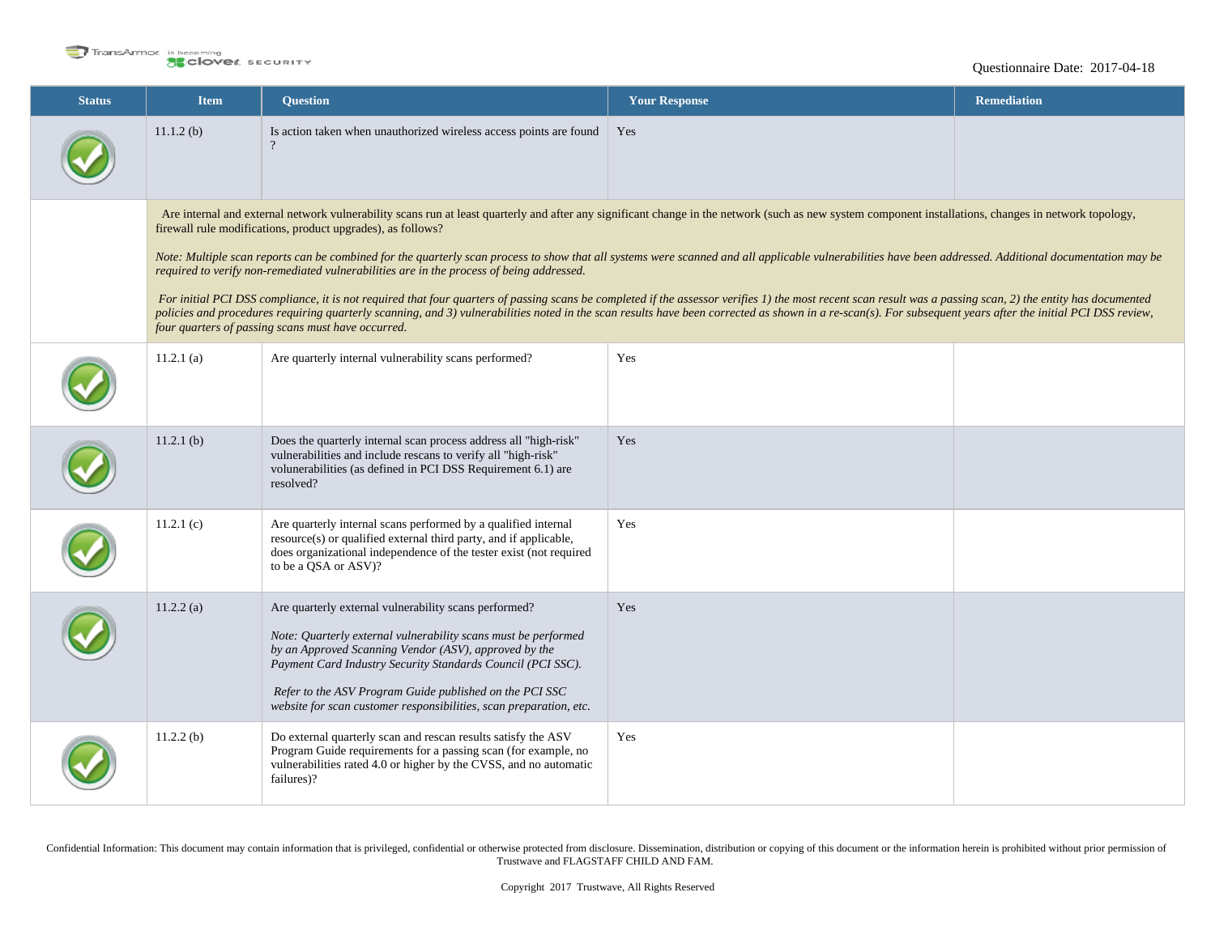Questionnaire Date: 2017-04-18

| Status | Item | Question | Your Response | Remediation |
| --- | --- | --- | --- | --- |
| ✔ | 11.1.2 (b) | Is action taken when unauthorized wireless access points are found ? | Yes | |
| | Are internal and external network vulnerability scans run at least quarterly and after any significant change in the network (such as new system component installations, changes in network topology, firewall rule modifications, product upgrades), as follows?<br><br>*Note: Multiple scan reports can be combined for the quarterly scan process to show that all systems were scanned and all applicable vulnerabilities have been addressed. Additional documentation may be required to verify non-remediated vulnerabilities are in the process of being addressed.*<br><br>*For initial PCI DSS compliance, it is not required that four quarters of passing scans be completed if the assessor verifies 1) the most recent scan result was a passing scan, 2) the entity has documented policies and procedures requiring quarterly scanning, and 3) vulnerabilities noted in the scan results have been corrected as shown in a re-scan(s). For subsequent years after the initial PCI DSS review, four quarters of passing scans must have occurred.* | | | |
| ✔ | 11.2.1 (a) | Are quarterly internal vulnerability scans performed? | Yes | |
| ✔ | 11.2.1 (b) | Does the quarterly internal scan process address all "high-risk" vulnerabilities and include rescans to verify all "high-risk" volunerabilities (as defined in PCI DSS Requirement 6.1) are resolved? | Yes | |
| ✔ | 11.2.1 (c) | Are quarterly internal scans performed by a qualified internal resource(s) or qualified external third party, and if applicable, does organizational independence of the tester exist (not required to be a QSA or ASV)? | Yes | |
| ✔ | 11.2.2 (a) | Are quarterly external vulnerability scans performed?<br><br>*Note: Quarterly external vulnerability scans must be performed by an Approved Scanning Vendor (ASV), approved by the Payment Card Industry Security Standards Council (PCI SSC).*<br><br>*Refer to the ASV Program Guide published on the PCI SSC website for scan customer responsibilities, scan preparation, etc.* | Yes | |
| ✔ | 11.2.2 (b) | Do external quarterly scan and rescan results satisfy the ASV Program Guide requirements for a passing scan (for example, no vulnerabilities rated 4.0 or higher by the CVSS, and no automatic failures)? | Yes | |

Confidential Information: This document may contain information that is privileged, confidential or otherwise protected from disclosure. Dissemination, distribution or copying of this document or the information herein is prohibited without prior permission of Trustwave and FLAGSTAFF CHILD AND FAM.

Copyright 2017 Trustwave, All Rights Reserved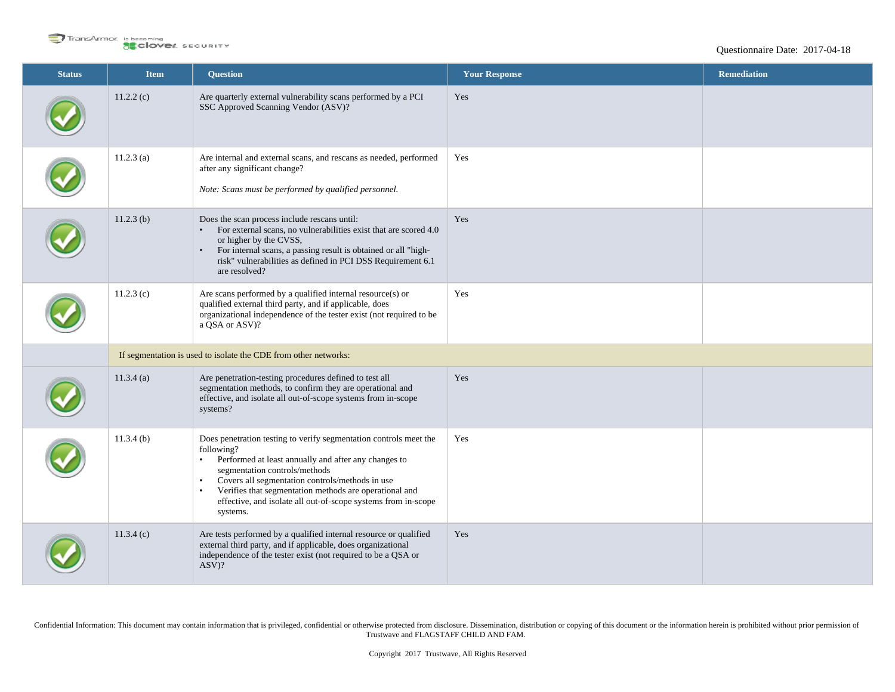Questionnaire Date: 2017-04-18

| Status | Item | Question | Your Response | Remediation |
|---|---|---|---|---|
| ✓ | 11.2.2 (c) | Are quarterly external vulnerability scans performed by a PCI SSC Approved Scanning Vendor (ASV)? | Yes | |
| ✓ | 11.2.3 (a) | Are internal and external scans, and rescans as needed, performed after any significant change?<br><br>*Note: Scans must be performed by qualified personnel.* | Yes | |
| ✓ | 11.2.3 (b) | Does the scan process include rescans until:<br>• For external scans, no vulnerabilities exist that are scored 4.0 or higher by the CVSS,<br>• For internal scans, a passing result is obtained or all "high-risk" vulnerabilities as defined in PCI DSS Requirement 6.1 are resolved? | Yes | |
| ✓ | 11.2.3 (c) | Are scans performed by a qualified internal resource(s) or qualified external third party, and if applicable, does organizational independence of the tester exist (not required to be a QSA or ASV)? | Yes | |
| | If segmentation is used to isolate the CDE from other networks: | | | |
| ✓ | 11.3.4 (a) | Are penetration-testing procedures defined to test all segmentation methods, to confirm they are operational and effective, and isolate all out-of-scope systems from in-scope systems? | Yes | |
| ✓ | 11.3.4 (b) | Does penetration testing to verify segmentation controls meet the following?<br>• Performed at least annually and after any changes to segmentation controls/methods<br>• Covers all segmentation controls/methods in use<br>• Verifies that segmentation methods are operational and effective, and isolate all out-of-scope systems from in-scope systems. | Yes | |
| ✓ | 11.3.4 (c) | Are tests performed by a qualified internal resource or qualified external third party, and if applicable, does organizational independence of the tester exist (not required to be a QSA or ASV)? | Yes | |

Confidential Information: This document may contain information that is privileged, confidential or otherwise protected from disclosure. Dissemination, distribution or copying of this document or the information herein is prohibited without prior permission of Trustwave and FLAGSTAFF CHILD AND FAM.

Copyright 2017 Trustwave, All Rights Reserved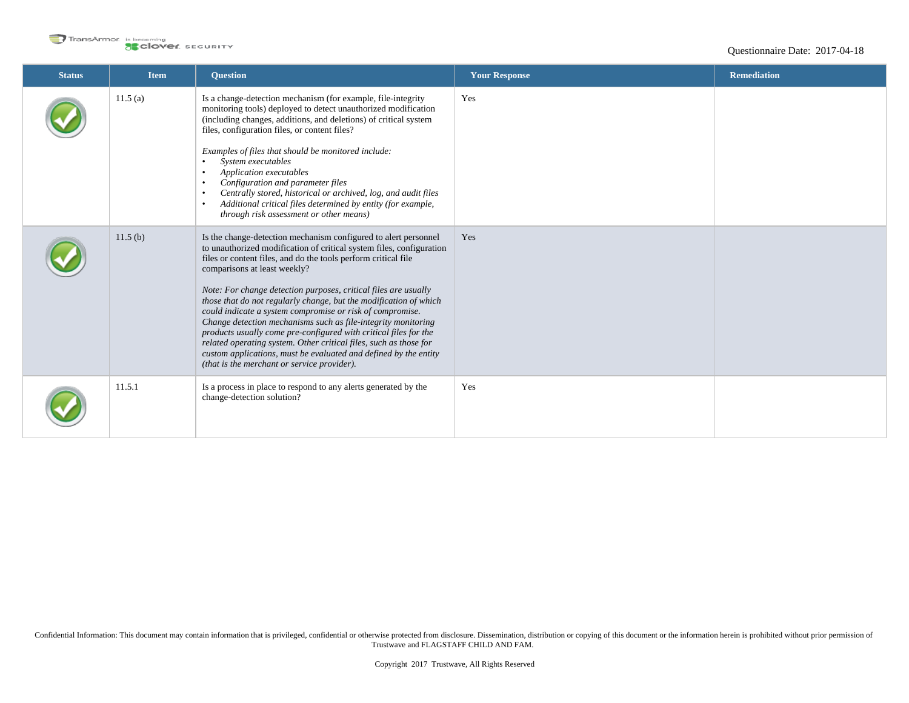| Status | Item | Question | Your Response | Remediation |
|---|---|---|---|---|
| ✓ | 11.5 (a) | Is a change-detection mechanism (for example, file-integrity monitoring tools) deployed to detect unauthorized modification (including changes, additions, and deletions) of critical system files, configuration files, or content files?<br><br>*Examples of files that should be monitored include:*<br>• *System executables*<br>• *Application executables*<br>• *Configuration and parameter files*<br>• *Centrally stored, historical or archived, log, and audit files*<br>• *Additional critical files determined by entity (for example, through risk assessment or other means)* | Yes | |
| ✓ | 11.5 (b) | Is the change-detection mechanism configured to alert personnel to unauthorized modification of critical system files, configuration files or content files, and do the tools perform critical file comparisons at least weekly?<br><br>*Note: For change detection purposes, critical files are usually those that do not regularly change, but the modification of which could indicate a system compromise or risk of compromise. Change detection mechanisms such as file-integrity monitoring products usually come pre-configured with critical files for the related operating system. Other critical files, such as those for custom applications, must be evaluated and defined by the entity (that is the merchant or service provider).* | Yes | |
| ✓ | 11.5.1 | Is a process in place to respond to any alerts generated by the change-detection solution? | Yes | |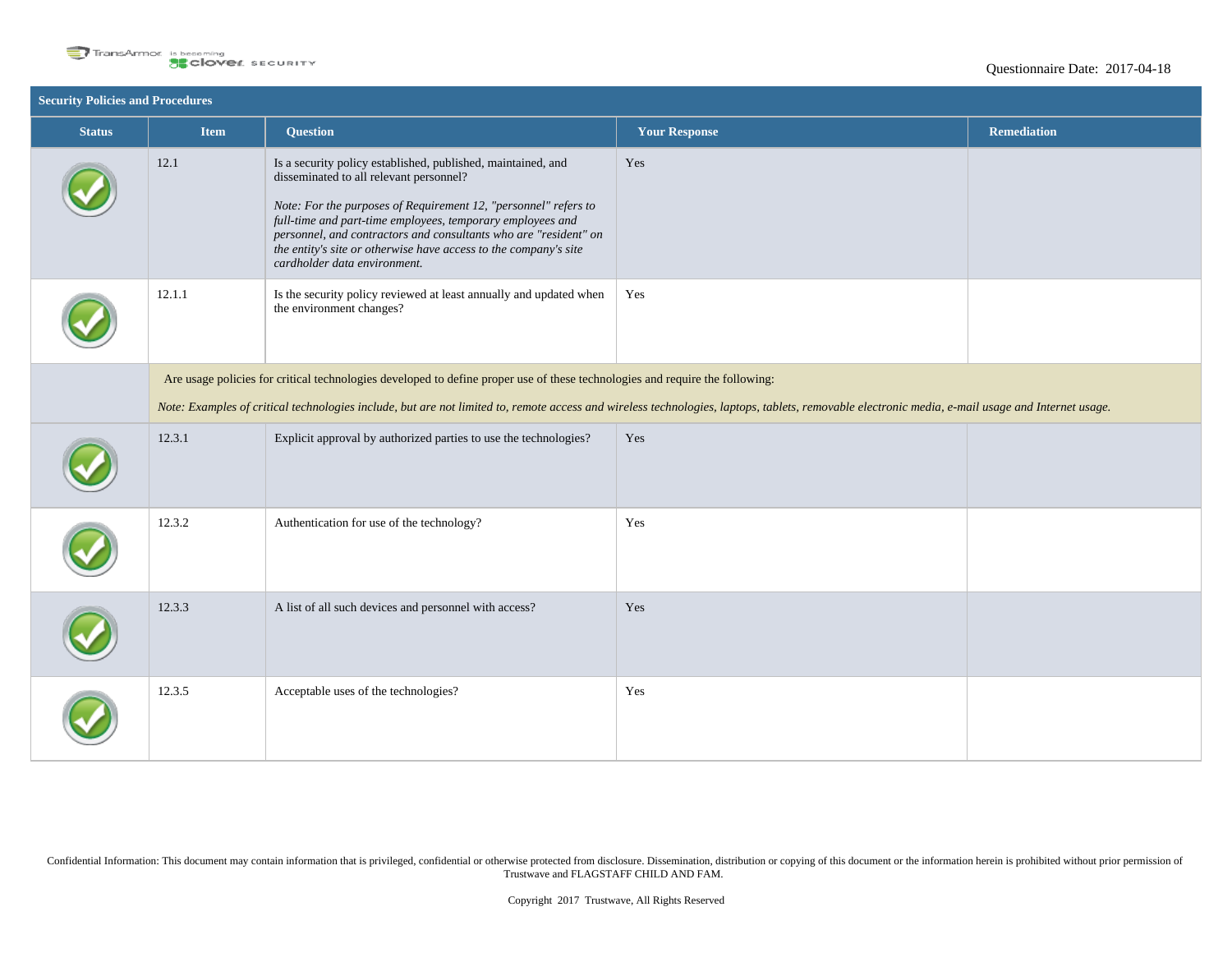Questionnaire Date: 2017-04-18

## Security Policies and Procedures

| Status | Item | Question | Your Response | Remediation |
|---|---|---|---|---|
| ✓ | 12.1 | Is a security policy established, published, maintained, and disseminated to all relevant personnel?<br><br>*Note: For the purposes of Requirement 12, "personnel" refers to full-time and part-time employees, temporary employees and personnel, and contractors and consultants who are "resident" on the entity's site or otherwise have access to the company's site cardholder data environment.* | Yes | |
| ✓ | 12.1.1 | Is the security policy reviewed at least annually and updated when the environment changes? | Yes | |
| | Are usage policies for critical technologies developed to define proper use of these technologies and require the following:<br><br>*Note: Examples of critical technologies include, but are not limited to, remote access and wireless technologies, laptops, tablets, removable electronic media, e-mail usage and Internet usage.* | | | |
| ✓ | 12.3.1 | Explicit approval by authorized parties to use the technologies? | Yes | |
| ✓ | 12.3.2 | Authentication for use of the technology? | Yes | |
| ✓ | 12.3.3 | A list of all such devices and personnel with access? | Yes | |
| ✓ | 12.3.5 | Acceptable uses of the technologies? | Yes | |

Confidential Information: This document may contain information that is privileged, confidential or otherwise protected from disclosure. Dissemination, distribution or copying of this document or the information herein is prohibited without prior permission of Trustwave and FLAGSTAFF CHILD AND FAM.

Copyright 2017 Trustwave, All Rights Reserved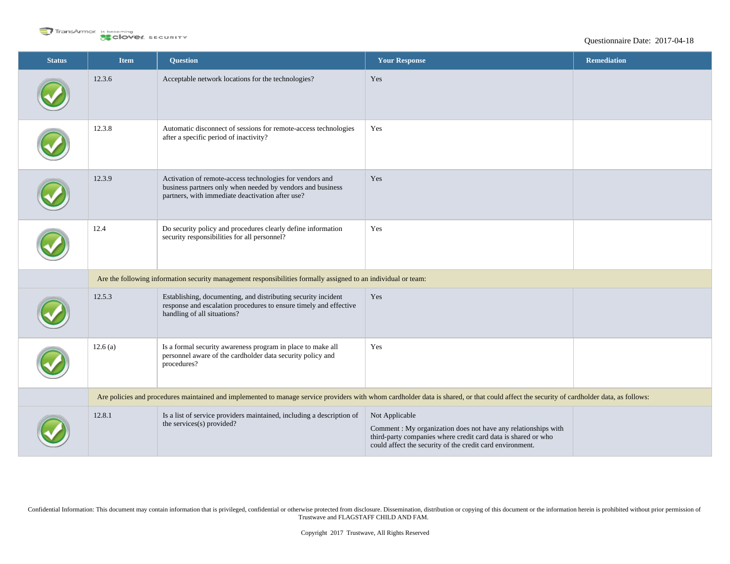Questionnaire Date: 2017-04-18

| Status | Item | Question | Your Response | Remediation |
|---|---|---|---|---|
| ✓ | 12.3.6 | Acceptable network locations for the technologies? | Yes | |
| ✓ | 12.3.8 | Automatic disconnect of sessions for remote-access technologies after a specific period of inactivity? | Yes | |
| ✓ | 12.3.9 | Activation of remote-access technologies for vendors and business partners only when needed by vendors and business partners, with immediate deactivation after use? | Yes | |
| ✓ | 12.4 | Do security policy and procedures clearly define information security responsibilities for all personnel? | Yes | |
| | Are the following information security management responsibilities formally assigned to an individual or team: | | | |
| ✓ | 12.5.3 | Establishing, documenting, and distributing security incident response and escalation procedures to ensure timely and effective handling of all situations? | Yes | |
| ✓ | 12.6 (a) | Is a formal security awareness program in place to make all personnel aware of the cardholder data security policy and procedures? | Yes | |
| | Are policies and procedures maintained and implemented to manage service providers with whom cardholder data is shared, or that could affect the security of cardholder data, as follows: | | | |
| ✓ | 12.8.1 | Is a list of service providers maintained, including a description of the services(s) provided? | Not Applicable<br>Comment : My organization does not have any relationships with third-party companies where credit card data is shared or who could affect the security of the credit card environment. | |

Confidential Information: This document may contain information that is privileged, confidential or otherwise protected from disclosure. Dissemination, distribution or copying of this document or the information herein is prohibited without prior permission of Trustwave and FLAGSTAFF CHILD AND FAM.

Copyright 2017 Trustwave, All Rights Reserved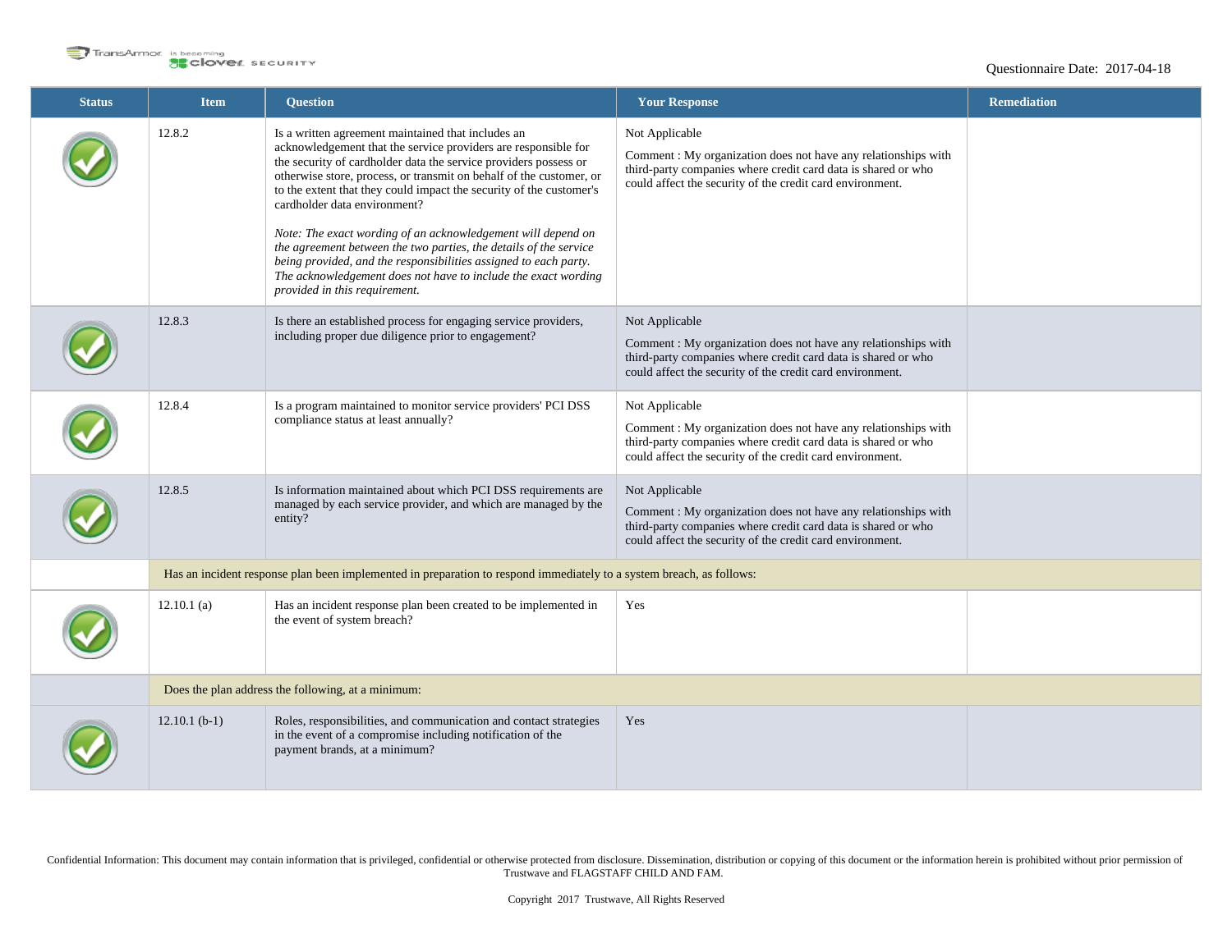Questionnaire Date: 2017-04-18

| Status | Item | Question | Your Response | Remediation |
|---|---|---|---|---|
| ✓ | 12.8.2 | Is a written agreement maintained that includes an acknowledgement that the service providers are responsible for the security of cardholder data the service providers possess or otherwise store, process, or transmit on behalf of the customer, or to the extent that they could impact the security of the customer's cardholder data environment?<br><br>*Note: The exact wording of an acknowledgement will depend on the agreement between the two parties, the details of the service being provided, and the responsibilities assigned to each party. The acknowledgement does not have to include the exact wording provided in this requirement.* | Not Applicable<br><br>Comment : My organization does not have any relationships with third-party companies where credit card data is shared or who could affect the security of the credit card environment. | |
| ✓ | 12.8.3 | Is there an established process for engaging service providers, including proper due diligence prior to engagement? | Not Applicable<br><br>Comment : My organization does not have any relationships with third-party companies where credit card data is shared or who could affect the security of the credit card environment. | |
| ✓ | 12.8.4 | Is a program maintained to monitor service providers' PCI DSS compliance status at least annually? | Not Applicable<br><br>Comment : My organization does not have any relationships with third-party companies where credit card data is shared or who could affect the security of the credit card environment. | |
| ✓ | 12.8.5 | Is information maintained about which PCI DSS requirements are managed by each service provider, and which are managed by the entity? | Not Applicable<br><br>Comment : My organization does not have any relationships with third-party companies where credit card data is shared or who could affect the security of the credit card environment. | |
| | Has an incident response plan been implemented in preparation to respond immediately to a system breach, as follows: | | | |
| ✓ | 12.10.1 (a) | Has an incident response plan been created to be implemented in the event of system breach? | Yes | |
| | Does the plan address the following, at a minimum: | | | |
| ✓ | 12.10.1 (b-1) | Roles, responsibilities, and communication and contact strategies in the event of a compromise including notification of the payment brands, at a minimum? | Yes | |

Confidential Information: This document may contain information that is privileged, confidential or otherwise protected from disclosure. Dissemination, distribution or copying of this document or the information herein is prohibited without prior permission of Trustwave and FLAGSTAFF CHILD AND FAM.

Copyright 2017 Trustwave, All Rights Reserved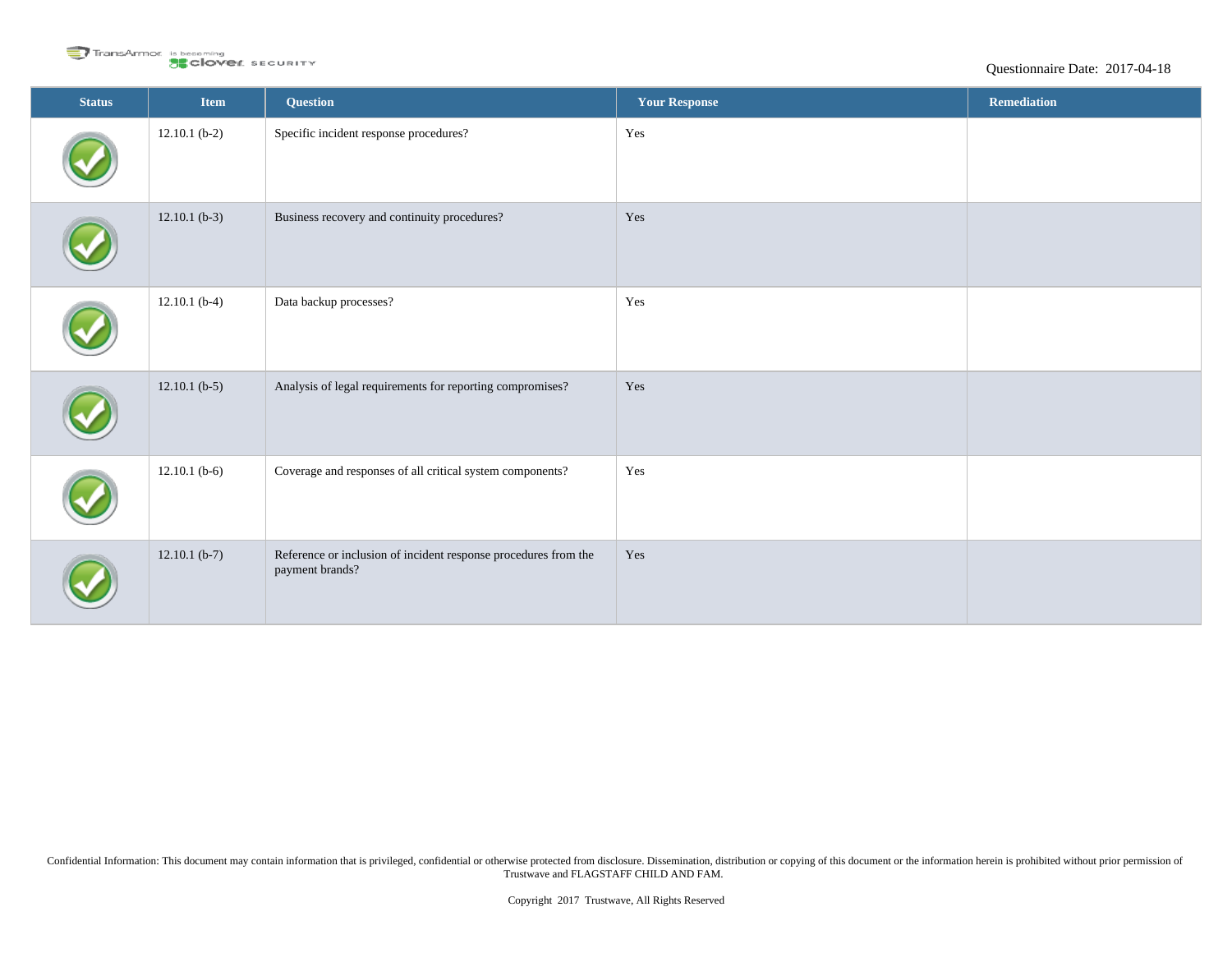| Status | Item | Question | Your Response | Remediation |
|---|---|---|---|---|
| ✓ | 12.10.1 (b-2) | Specific incident response procedures? | Yes | |
| ✓ | 12.10.1 (b-3) | Business recovery and continuity procedures? | Yes | |
| ✓ | 12.10.1 (b-4) | Data backup processes? | Yes | |
| ✓ | 12.10.1 (b-5) | Analysis of legal requirements for reporting compromises? | Yes | |
| ✓ | 12.10.1 (b-6) | Coverage and responses of all critical system components? | Yes | |
| ✓ | 12.10.1 (b-7) | Reference or inclusion of incident response procedures from the payment brands? | Yes | |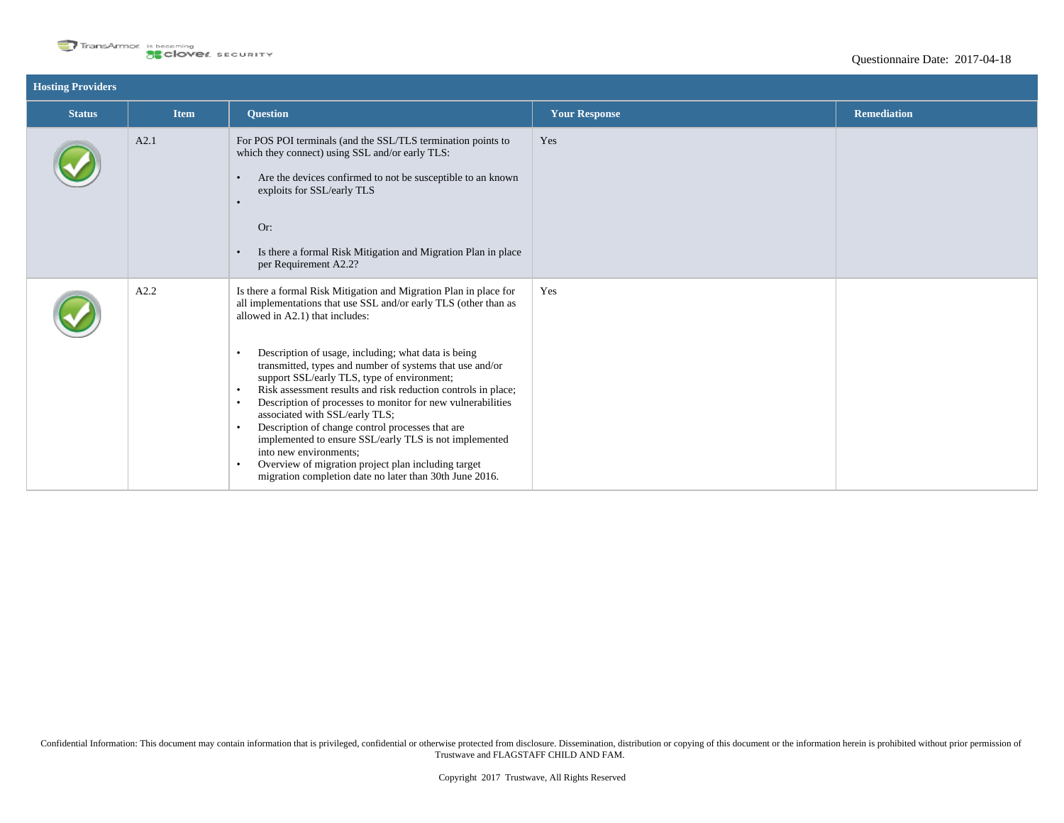## Hosting Providers

| Status | Item | Question | Your Response | Remediation |
|---|---|---|---|---|
| ✓ | A2.1 | For POS POI terminals (and the SSL/TLS termination points to which they connect) using SSL and/or early TLS:<br><br>• Are the devices confirmed to not be susceptible to an known exploits for SSL/early TLS<br>•<br><br>Or:<br><br>• Is there a formal Risk Mitigation and Migration Plan in place per Requirement A2.2? | Yes | |
| ✓ | A2.2 | Is there a formal Risk Mitigation and Migration Plan in place for all implementations that use SSL and/or early TLS (other than as allowed in A2.1) that includes:<br><br>• Description of usage, including; what data is being transmitted, types and number of systems that use and/or support SSL/early TLS, type of environment;<br>• Risk assessment results and risk reduction controls in place;<br>• Description of processes to monitor for new vulnerabilities associated with SSL/early TLS;<br>• Description of change control processes that are implemented to ensure SSL/early TLS is not implemented into new environments;<br>• Overview of migration project plan including target migration completion date no later than 30th June 2016. | Yes | |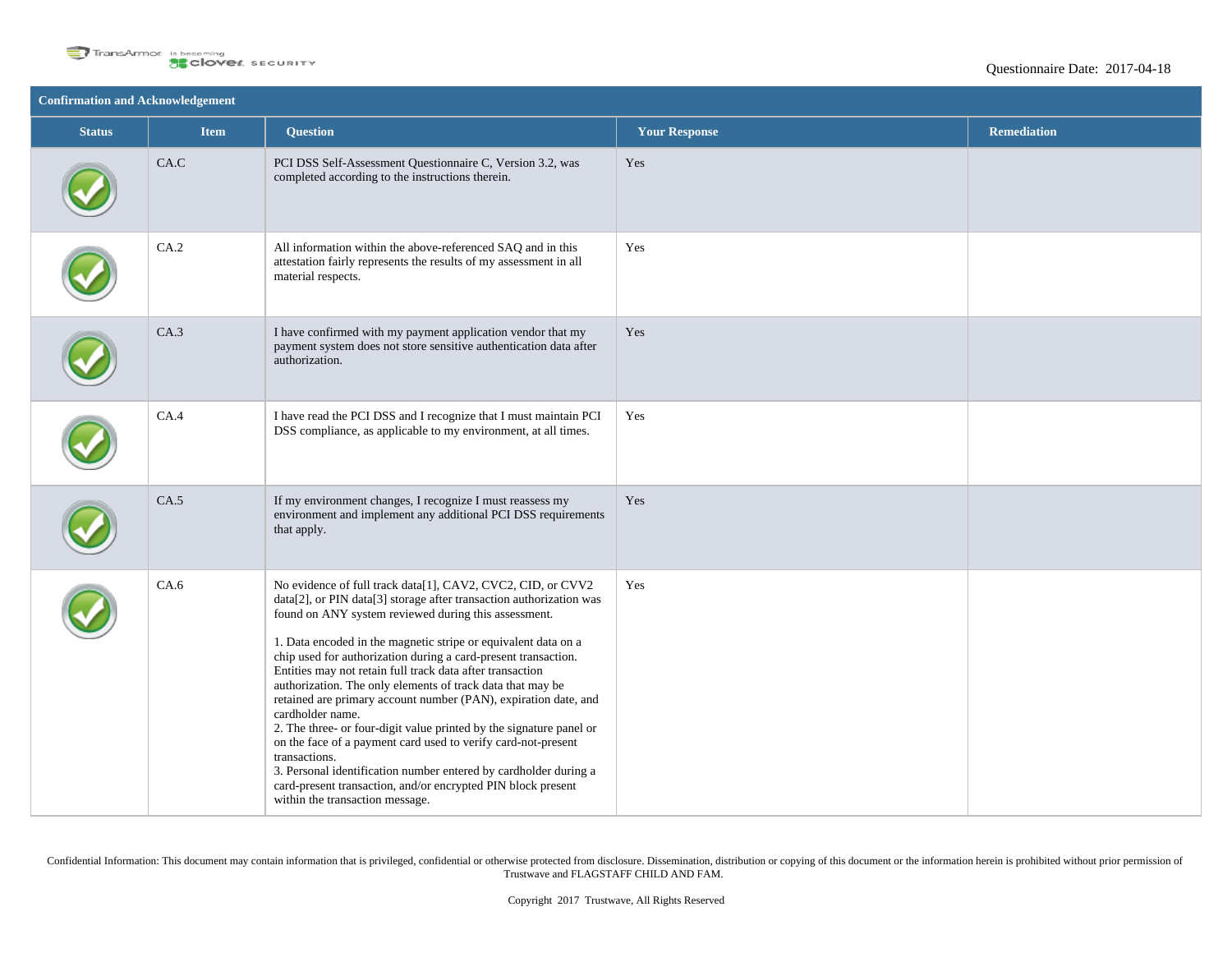## Confirmation and Acknowledgement

| Status | Item | Question | Your Response | Remediation |
|---|---|---|---|---|
| ✓ | CA.C | PCI DSS Self-Assessment Questionnaire C, Version 3.2, was completed according to the instructions therein. | Yes | |
| ✓ | CA.2 | All information within the above-referenced SAQ and in this attestation fairly represents the results of my assessment in all material respects. | Yes | |
| ✓ | CA.3 | I have confirmed with my payment application vendor that my payment system does not store sensitive authentication data after authorization. | Yes | |
| ✓ | CA.4 | I have read the PCI DSS and I recognize that I must maintain PCI DSS compliance, as applicable to my environment, at all times. | Yes | |
| ✓ | CA.5 | If my environment changes, I recognize I must reassess my environment and implement any additional PCI DSS requirements that apply. | Yes | |
| ✓ | CA.6 | No evidence of full track data[1], CAV2, CVC2, CID, or CVV2 data[2], or PIN data[3] storage after transaction authorization was found on ANY system reviewed during this assessment.<br><br>1. Data encoded in the magnetic stripe or equivalent data on a chip used for authorization during a card-present transaction. Entities may not retain full track data after transaction authorization. The only elements of track data that may be retained are primary account number (PAN), expiration date, and cardholder name.<br>2. The three- or four-digit value printed by the signature panel or on the face of a payment card used to verify card-not-present transactions.<br>3. Personal identification number entered by cardholder during a card-present transaction, and/or encrypted PIN block present within the transaction message. | Yes | |

Confidential Information: This document may contain information that is privileged, confidential or otherwise protected from disclosure. Dissemination, distribution or copying of this document or the information herein is prohibited without prior permission of Trustwave and FLAGSTAFF CHILD AND FAM.

Copyright 2017 Trustwave, All Rights Reserved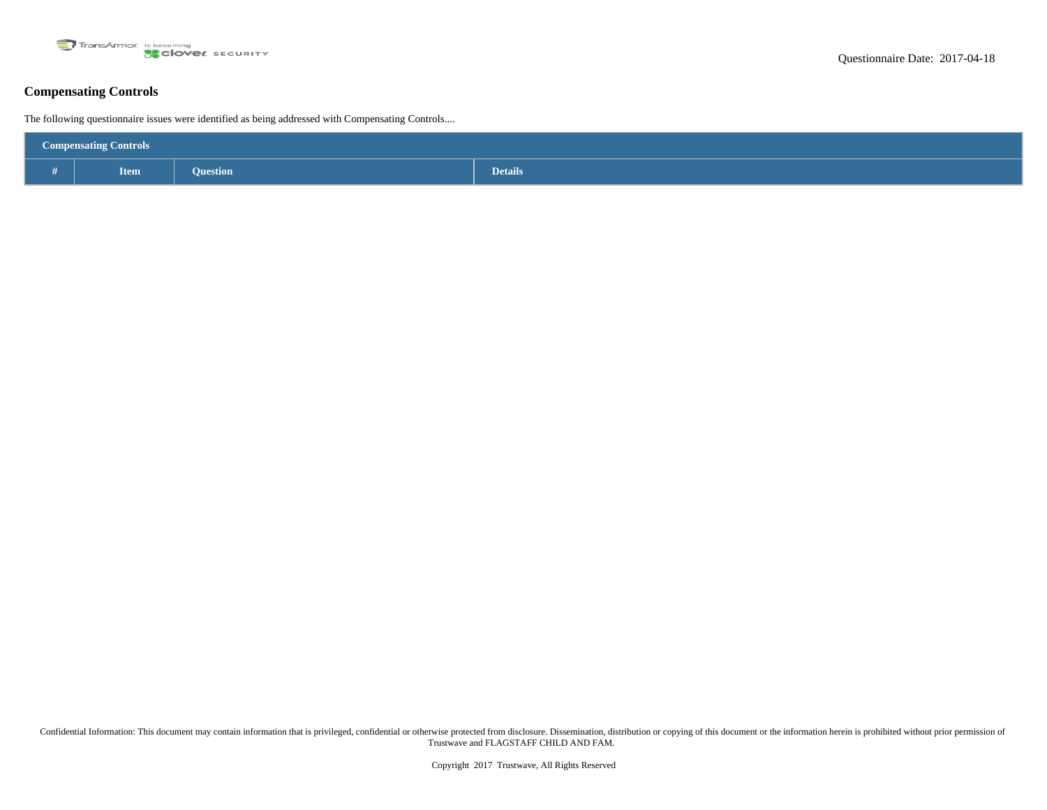## Compensating Controls

The following questionnaire issues were identified as being addressed with Compensating Controls....

| Compensating Controls | | | |
|---|---|---|---|
| # | Item | Question | Details |